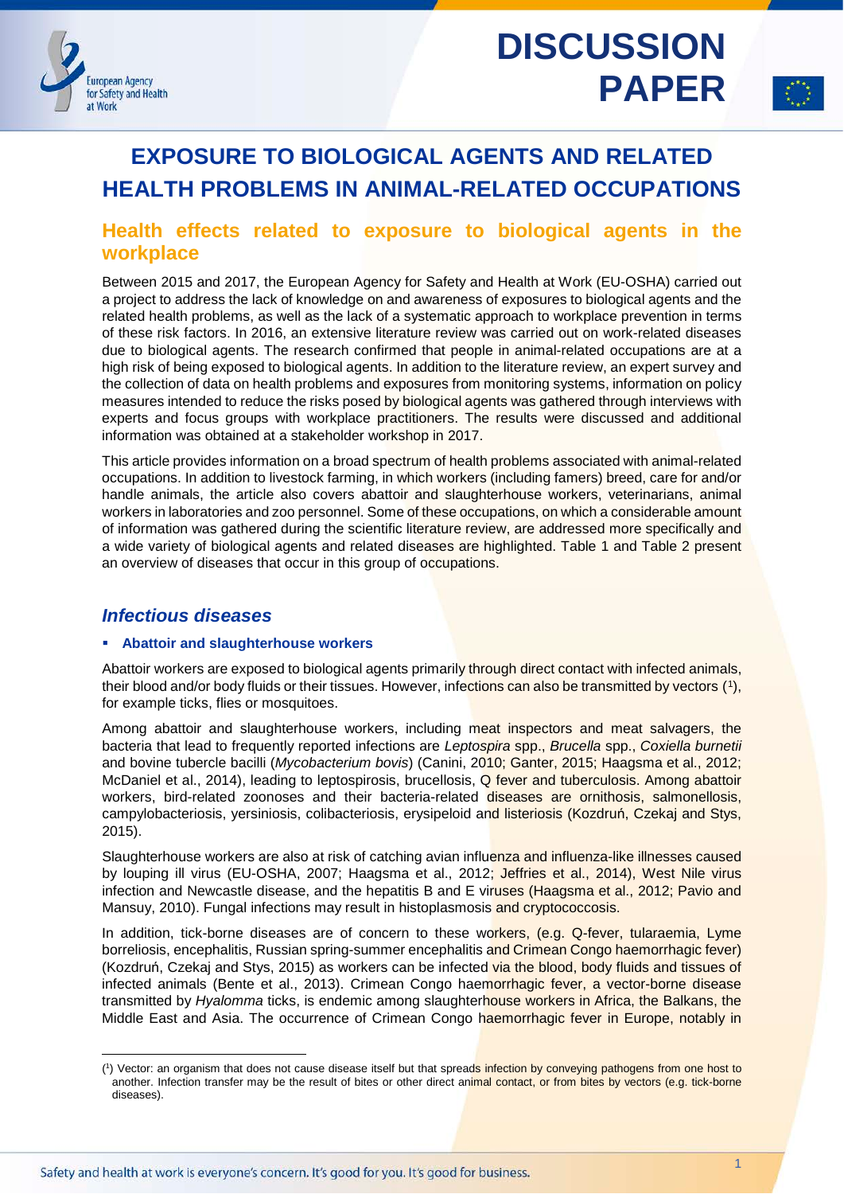DISCUSSION PAPER

# EXPOSURE TO BIOLOGICAL AGENTS AND RELATED HEALTH PROBLEMS IN ANIMAL-RELATED OCCUPATIONS

## Health effects related to exposure to biological agents in the workplace

Between 2015 and 2017, the European Agency for Safety and Health at Work (EU-OSHA) carried out a project to address the lack of knowledge on and awareness of exposures to biological agents and the related health problems, as well as the lack of a systematic approach to workplace prevention in terms of these risk factors. In 2016, an extensive literature review was carried out on work-related diseases due to biological agents. The research confirmed that people in animal-related occupations are at a high risk of being exposed to biological agents. In addition to the literature review, an expert survey and the collection of data on health problems and exposures from monitoring systems, information on policy measures intended to reduce the risks posed by biological agents was gathered through interviews with experts and focus groups with workplace practitioners. The results were discussed and additional information was obtained at a stakeholder workshop in 2017.

This article provides information on a broad spectrum of health problems associated with animal-related occupations. In addition to livestock farming, in which workers (including famers) breed, care for and/or handle animals, the article also covers abattoir and slaughterhouse workers, veterinarians, animal workers in laboratories and zoo personnel. Some of these occupations, on which a considerable amount of information was gathered during the scientific literature review, are addressed more specifically and a wide variety of biological agents and related diseases are highlighted. Table 1 and Table 2 present an overview of diseases that occur in this group of occupations.

### *Infectious diseases*

- **Abattoir and slaughterhouse workers**

Abattoir workers are exposed to biological agents primarily through direct contact with infected animals, their blood and/or body fluids or their tissues. However, infections can also be transmitted by vectors ([1]), for example ticks, flies or mosquitoes.

Among abattoir and slaughterhouse workers, including meat inspectors and meat salvagers, the bacteria that lead to frequently reported infections are *Leptospira* spp., *Brucella* spp., *Coxiella burnetii* and bovine tubercle bacilli (*Mycobacterium bovis*) (Canini, 2010; Ganter, 2015; Haagsma et al., 2012; McDaniel et al., 2014), leading to leptospirosis, brucellosis, Q fever and tuberculosis. Among abattoir workers, bird-related zoonoses and their bacteria-related diseases are ornithosis, salmonellosis, campylobacteriosis, yersiniosis, colibacteriosis, erysipeloid and listeriosis (Kozdruń, Czekaj and Stys, 2015).

Slaughterhouse workers are also at risk of catching avian influenza and influenza-like illnesses caused by louping ill virus (EU-OSHA, 2007; Haagsma et al., 2012; Jeffries et al., 2014), West Nile virus infection and Newcastle disease, and the hepatitis B and E viruses (Haagsma et al., 2012; Pavio and Mansuy, 2010). Fungal infections may result in histoplasmosis and cryptococcosis.

In addition, tick-borne diseases are of concern to these workers, (e.g. Q-fever, tularaemia, Lyme borreliosis, encephalitis, Russian spring-summer encephalitis and Crimean Congo haemorrhagic fever) (Kozdruń, Czekaj and Stys, 2015) as workers can be infected via the blood, body fluids and tissues of infected animals (Bente et al., 2013). Crimean Congo haemorrhagic fever, a vector-borne disease transmitted by *Hyalomma* ticks, is endemic among slaughterhouse workers in Africa, the Balkans, the Middle East and Asia. The occurrence of Crimean Congo haemorrhagic fever in Europe, notably in

([1]) Vector: an organism that does not cause disease itself but that spreads infection by conveying pathogens from one host to another. Infection transfer may be the result of bites or other direct animal contact, or from bites by vectors (e.g. tick-borne diseases).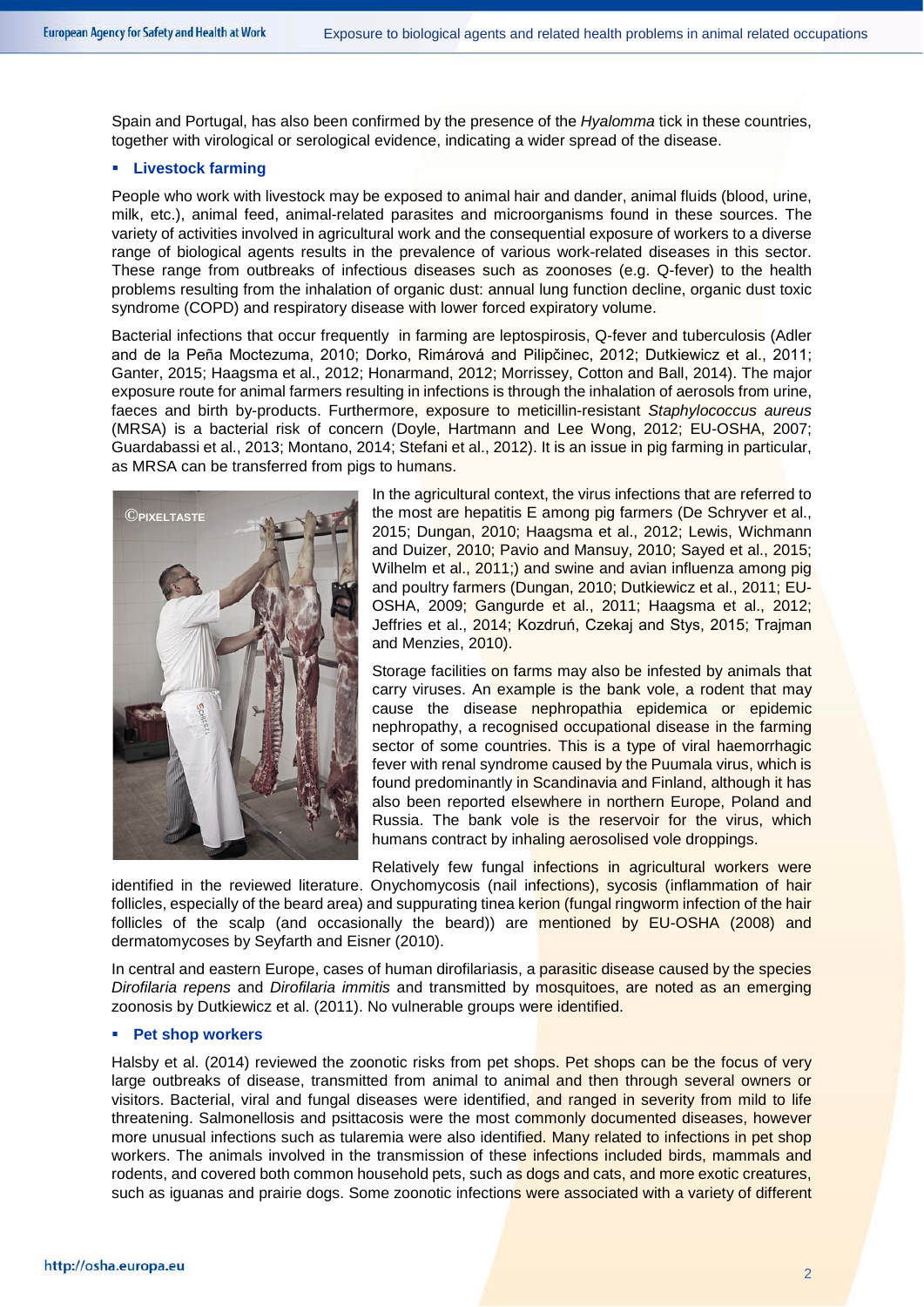Spain and Portugal, has also been confirmed by the presence of the *Hyalomma* tick in these countries, together with virological or serological evidence, indicating a wider spread of the disease.

- **Livestock farming**

People who work with livestock may be exposed to animal hair and dander, animal fluids (blood, urine, milk, etc.), animal feed, animal-related parasites and microorganisms found in these sources. The variety of activities involved in agricultural work and the consequential exposure of workers to a diverse range of biological agents results in the prevalence of various work-related diseases in this sector. These range from outbreaks of infectious diseases such as zoonoses (e.g. Q-fever) to the health problems resulting from the inhalation of organic dust: annual lung function decline, organic dust toxic syndrome (COPD) and respiratory disease with lower forced expiratory volume.

Bacterial infections that occur frequently in farming are leptospirosis, Q-fever and tuberculosis (Adler and de la Peña Moctezuma, 2010; Dorko, Rimárová and Pilipčinec, 2012; Dutkiewicz et al., 2011; Ganter, 2015; Haagsma et al., 2012; Honarmand, 2012; Morrissey, Cotton and Ball, 2014). The major exposure route for animal farmers resulting in infections is through the inhalation of aerosols from urine, faeces and birth by-products. Furthermore, exposure to meticillin-resistant *Staphylococcus aureus* (MRSA) is a bacterial risk of concern (Doyle, Hartmann and Lee Wong, 2012; EU-OSHA, 2007; Guardabassi et al., 2013; Montano, 2014; Stefani et al., 2012). It is an issue in pig farming in particular, as MRSA can be transferred from pigs to humans.

In the agricultural context, the virus infections that are referred to the most are hepatitis E among pig farmers (De Schryver et al., 2015; Dungan, 2010; Haagsma et al., 2012; Lewis, Wichmann and Duizer, 2010; Pavio and Mansuy, 2010; Sayed et al., 2015; Wilhelm et al., 2011;) and swine and avian influenza among pig and poultry farmers (Dungan, 2010; Dutkiewicz et al., 2011; EU-OSHA, 2009; Gangurde et al., 2011; Haagsma et al., 2012; Jeffries et al., 2014; Kozdruń, Czekaj and Stys, 2015; Trajman and Menzies, 2010).

Storage facilities on farms may also be infested by animals that carry viruses. An example is the bank vole, a rodent that may cause the disease nephropathia epidemica or epidemic nephropathy, a recognised occupational disease in the farming sector of some countries. This is a type of viral haemorrhagic fever with renal syndrome caused by the Puumala virus, which is found predominantly in Scandinavia and Finland, although it has also been reported elsewhere in northern Europe, Poland and Russia. The bank vole is the reservoir for the virus, which humans contract by inhaling aerosolised vole droppings.

Relatively few fungal infections in agricultural workers were identified in the reviewed literature. Onychomycosis (nail infections), sycosis (inflammation of hair follicles, especially of the beard area) and suppurating tinea kerion (fungal ringworm infection of the hair follicles of the scalp (and occasionally the beard)) are mentioned by EU-OSHA (2008) and dermatomycoses by Seyfarth and Eisner (2010).

In central and eastern Europe, cases of human dirofilariasis, a parasitic disease caused by the species *Dirofilaria repens* and *Dirofilaria immitis* and transmitted by mosquitoes, are noted as an emerging zoonosis by Dutkiewicz et al. (2011). No vulnerable groups were identified.

- **Pet shop workers**

Halsby et al. (2014) reviewed the zoonotic risks from pet shops. Pet shops can be the focus of very large outbreaks of disease, transmitted from animal to animal and then through several owners or visitors. Bacterial, viral and fungal diseases were identified, and ranged in severity from mild to life threatening. Salmonellosis and psittacosis were the most commonly documented diseases, however more unusual infections such as tularemia were also identified. Many related to infections in pet shop workers. The animals involved in the transmission of these infections included birds, mammals and rodents, and covered both common household pets, such as dogs and cats, and more exotic creatures, such as iguanas and prairie dogs. Some zoonotic infections were associated with a variety of different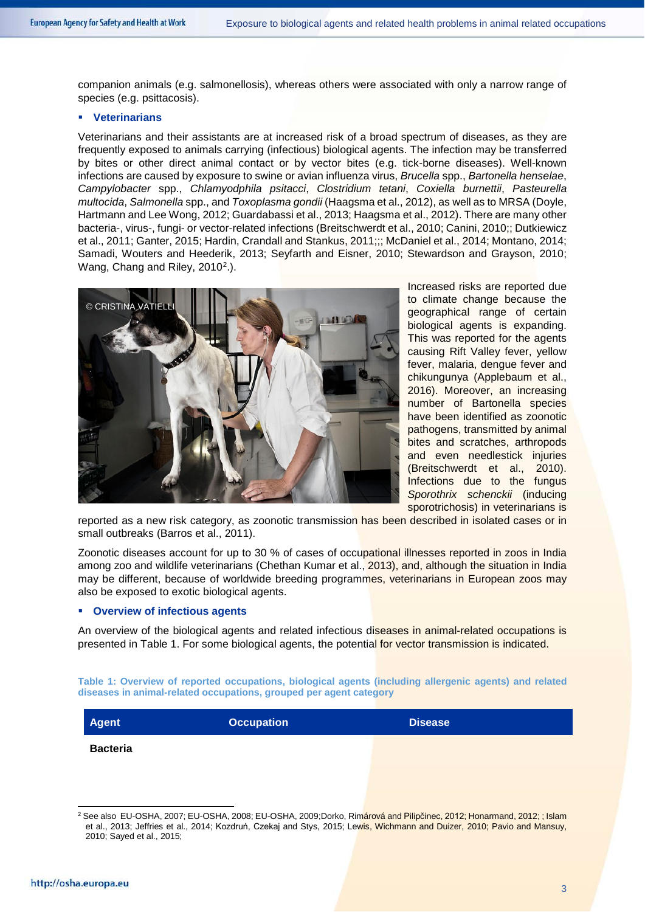companion animals (e.g. salmonellosis), whereas others were associated with only a narrow range of species (e.g. psittacosis).

- **Veterinarians**

Veterinarians and their assistants are at increased risk of a broad spectrum of diseases, as they are frequently exposed to animals carrying (infectious) biological agents. The infection may be transferred by bites or other direct animal contact or by vector bites (e.g. tick-borne diseases). Well-known infections are caused by exposure to swine or avian influenza virus, *Brucella* spp., *Bartonella hensela*e, *Campylobacter* spp., *Chlamyodphila psitacci*, *Clostridium tetani*, *Coxiella burnettii*, *Pasteurella multocida*, *Salmonella* spp., and *Toxoplasma gondii* (Haagsma et al., 2012), as well as to MRSA (Doyle, Hartmann and Lee Wong, 2012; Guardabassi et al., 2013; Haagsma et al., 2012). There are many other bacteria-, virus-, fungi- or vector-related infections (Breitschwerdt et al., 2010; Canini, 2010;; Dutkiewicz et al., 2011; Ganter, 2015; Hardin, Crandall and Stankus, 2011;;; McDaniel et al., 2014; Montano, 2014; Samadi, Wouters and Heederik, 2013; Seyfarth and Eisner, 2010; Stewardson and Grayson, 2010; Wang, Chang and Riley, 2010[2].).

Increased risks are reported due to climate change because the geographical range of certain biological agents is expanding. This was reported for the agents causing Rift Valley fever, yellow fever, malaria, dengue fever and chikungunya (Applebaum et al., 2016). Moreover, an increasing number of Bartonella species have been identified as zoonotic pathogens, transmitted by animal bites and scratches, arthropods and even needlestick injuries (Breitschwerdt et al., 2010). Infections due to the fungus *Sporothrix schenckii* (inducing sporotrichosis) in veterinarians is reported as a new risk category, as zoonotic transmission has been described in isolated cases or in small outbreaks (Barros et al., 2011).

Zoonotic diseases account for up to 30 % of cases of occupational illnesses reported in zoos in India among zoo and wildlife veterinarians (Chethan Kumar et al., 2013), and, although the situation in India may be different, because of worldwide breeding programmes, veterinarians in European zoos may also be exposed to exotic biological agents.

- **Overview of infectious agents**

An overview of the biological agents and related infectious diseases in animal-related occupations is presented in Table 1. For some biological agents, the potential for vector transmission is indicated.

**Table 1: Overview of reported occupations, biological agents (including allergenic agents) and related diseases in animal-related occupations, grouped per agent category**

| Agent | Occupation | Disease |
|---|---|---|
| **Bacteria** | | |

[2] See also EU-OSHA, 2007; EU-OSHA, 2008; EU-OSHA, 2009;Dorko, Rimárová and Pilipčinec, 2012; Honarmand, 2012; ; Islam et al., 2013; Jeffries et al., 2014; Kozdruń, Czekaj and Stys, 2015; Lewis, Wichmann and Duizer, 2010; Pavio and Mansuy, 2010; Sayed et al., 2015;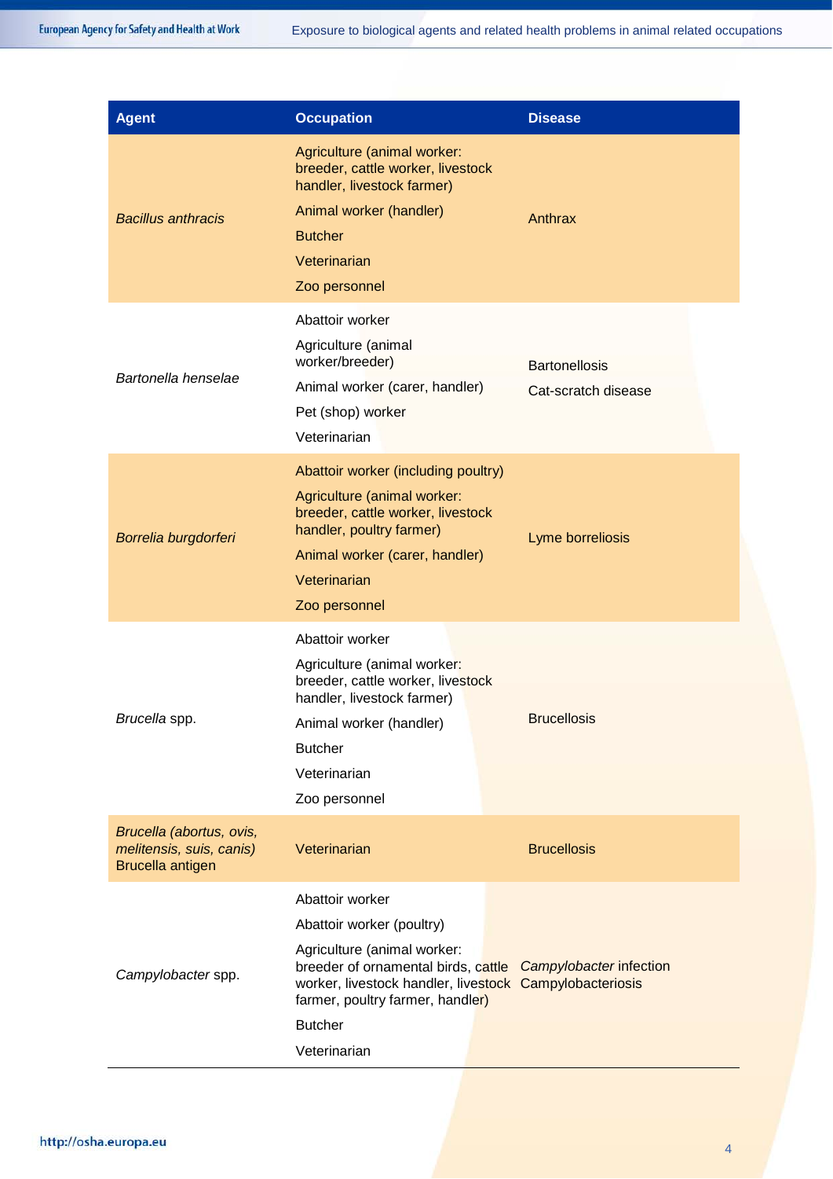| Agent | Occupation | Disease |
|---|---|---|
| *Bacillus anthracis* | Agriculture (animal worker: breeder, cattle worker, livestock handler, livestock farmer)<br>Animal worker (handler)<br>Butcher<br>Veterinarian<br>Zoo personnel | Anthrax |
| *Bartonella henselae* | Abattoir worker<br>Agriculture (animal worker/breeder)<br>Animal worker (carer, handler)<br>Pet (shop) worker<br>Veterinarian | Bartonellosis<br>Cat-scratch disease |
| *Borrelia burgdorferi* | Abattoir worker (including poultry)<br>Agriculture (animal worker: breeder, cattle worker, livestock handler, poultry farmer)<br>Animal worker (carer, handler)<br>Veterinarian<br>Zoo personnel | Lyme borreliosis |
| *Brucella* spp. | Abattoir worker<br>Agriculture (animal worker: breeder, cattle worker, livestock handler, livestock farmer)<br>Animal worker (handler)<br>Butcher<br>Veterinarian<br>Zoo personnel | Brucellosis |
| *Brucella (abortus, ovis, melitensis, suis, canis)*<br>Brucella antigen | Veterinarian | Brucellosis |
| *Campylobacter* spp. | Abattoir worker<br>Abattoir worker (poultry)<br>Agriculture (animal worker: breeder of ornamental birds, cattle worker, livestock handler, livestock farmer, poultry farmer, handler)<br>Butcher<br>Veterinarian | *Campylobacter* infection<br>Campylobacteriosis |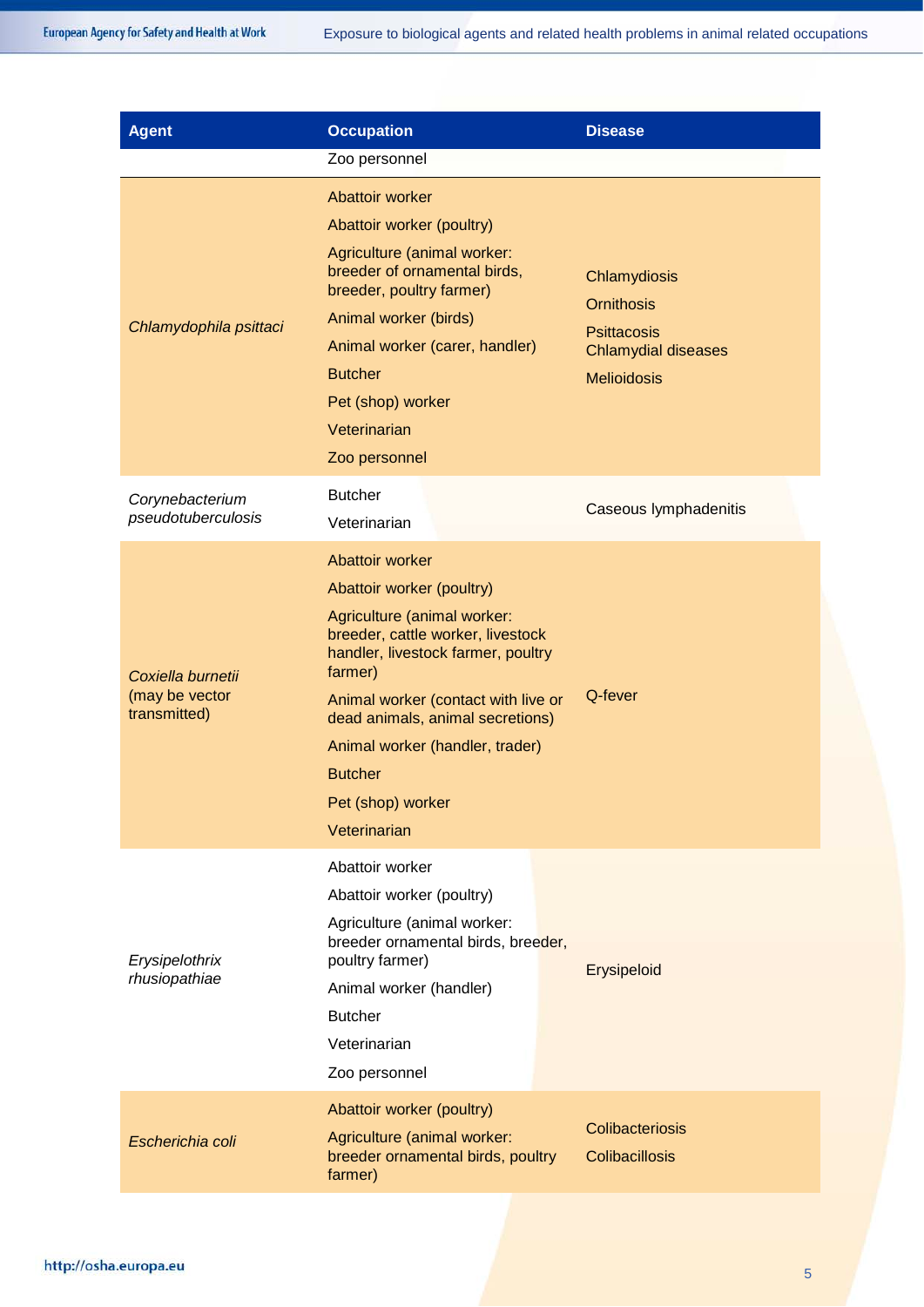| Agent | Occupation | Disease |
|---|---|---|
| | Zoo personnel | |
| *Chlamydophila psittaci* | Abattoir worker<br>Abattoir worker (poultry)<br>Agriculture (animal worker: breeder of ornamental birds, breeder, poultry farmer)<br>Animal worker (birds)<br>Animal worker (carer, handler)<br>Butcher<br>Pet (shop) worker<br>Veterinarian<br>Zoo personnel | Chlamydiosis<br>Ornithosis<br>Psittacosis Chlamydial diseases<br>Melioidosis |
| *Corynebacterium pseudotuberculosis* | Butcher<br>Veterinarian | Caseous lymphadenitis |
| *Coxiella burnetii* (may be vector transmitted) | Abattoir worker<br>Abattoir worker (poultry)<br>Agriculture (animal worker: breeder, cattle worker, livestock handler, livestock farmer, poultry farmer)<br>Animal worker (contact with live or dead animals, animal secretions)<br>Animal worker (handler, trader)<br>Butcher<br>Pet (shop) worker<br>Veterinarian | Q-fever |
| *Erysipelothrix rhusiopathiae* | Abattoir worker<br>Abattoir worker (poultry)<br>Agriculture (animal worker: breeder ornamental birds, breeder, poultry farmer)<br>Animal worker (handler)<br>Butcher<br>Veterinarian<br>Zoo personnel | Erysipeloid |
| *Escherichia coli* | Abattoir worker (poultry)<br>Agriculture (animal worker: breeder ornamental birds, poultry farmer) | Colibacteriosis<br>Colibacillosis |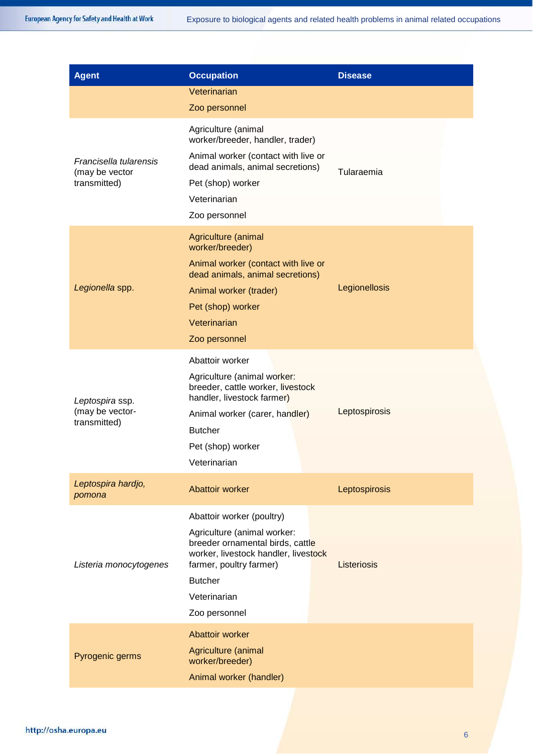| Agent | Occupation | Disease |
|---|---|---|
| | Veterinarian<br>Zoo personnel | |
| *Francisella tularensis* (may be vector transmitted) | Agriculture (animal worker/breeder, handler, trader)<br>Animal worker (contact with live or dead animals, animal secretions)<br>Pet (shop) worker<br>Veterinarian<br>Zoo personnel | Tularaemia |
| *Legionella* spp. | Agriculture (animal worker/breeder)<br>Animal worker (contact with live or dead animals, animal secretions)<br>Animal worker (trader)<br>Pet (shop) worker<br>Veterinarian<br>Zoo personnel | Legionellosis |
| *Leptospira* ssp. (may be vector-transmitted) | Abattoir worker<br>Agriculture (animal worker: breeder, cattle worker, livestock handler, livestock farmer)<br>Animal worker (carer, handler)<br>Butcher<br>Pet (shop) worker<br>Veterinarian | Leptospirosis |
| *Leptospira hardjo, pomona* | Abattoir worker | Leptospirosis |
| *Listeria monocytogenes* | Abattoir worker (poultry)<br>Agriculture (animal worker: breeder ornamental birds, cattle worker, livestock handler, livestock farmer, poultry farmer)<br>Butcher<br>Veterinarian<br>Zoo personnel | Listeriosis |
| Pyrogenic germs | Abattoir worker<br>Agriculture (animal worker/breeder)<br>Animal worker (handler) | |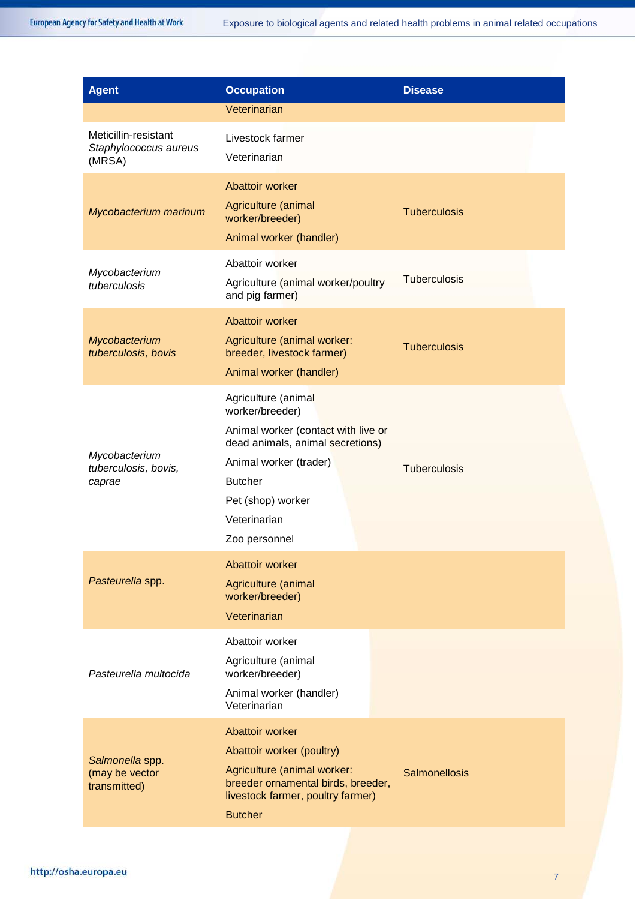| Agent | Occupation | Disease |
|---|---|---|
| | Veterinarian | |
| Meticillin-resistant *Staphylococcus aureus* (MRSA) | Livestock farmer<br>Veterinarian | |
| *Mycobacterium marinum* | Abattoir worker<br>Agriculture (animal worker/breeder)<br>Animal worker (handler) | Tuberculosis |
| *Mycobacterium tuberculosis* | Abattoir worker<br>Agriculture (animal worker/poultry and pig farmer) | Tuberculosis |
| *Mycobacterium tuberculosis, bovis* | Abattoir worker<br>Agriculture (animal worker: breeder, livestock farmer)<br>Animal worker (handler) | Tuberculosis |
| *Mycobacterium tuberculosis, bovis, caprae* | Agriculture (animal worker/breeder)<br>Animal worker (contact with live or dead animals, animal secretions)<br>Animal worker (trader)<br>Butcher<br>Pet (shop) worker<br>Veterinarian<br>Zoo personnel | Tuberculosis |
| *Pasteurella* spp. | Abattoir worker<br>Agriculture (animal worker/breeder)<br>Veterinarian | |
| *Pasteurella multocida* | Abattoir worker<br>Agriculture (animal worker/breeder)<br>Animal worker (handler)<br>Veterinarian | |
| *Salmonella* spp. (may be vector transmitted) | Abattoir worker<br>Abattoir worker (poultry)<br>Agriculture (animal worker: breeder ornamental birds, breeder, livestock farmer, poultry farmer)<br>Butcher | Salmonellosis |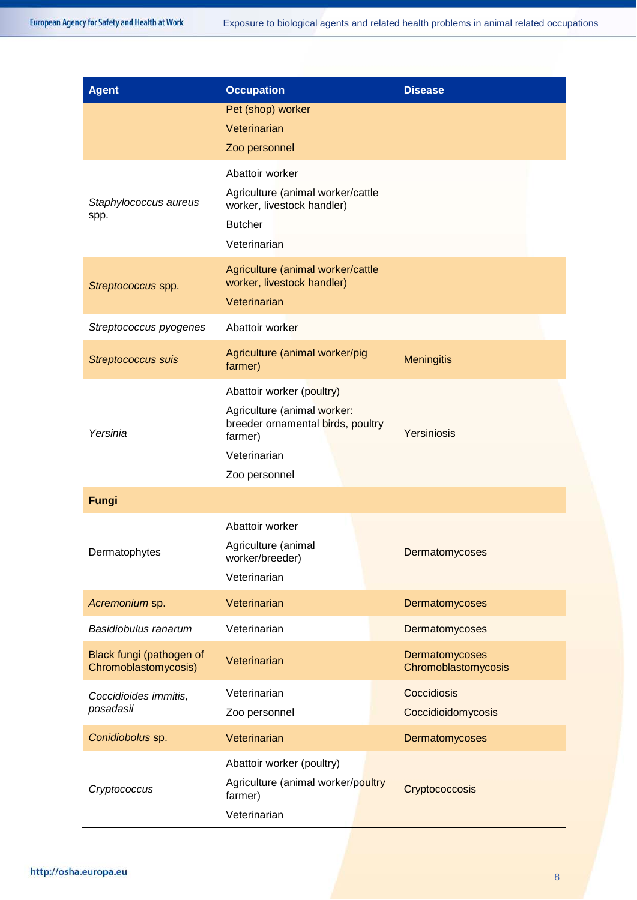| Agent | Occupation | Disease |
|---|---|---|
| | Pet (shop) worker<br>Veterinarian<br>Zoo personnel | |
| *Staphylococcus aureus* spp. | Abattoir worker<br>Agriculture (animal worker/cattle worker, livestock handler)<br>Butcher<br>Veterinarian | |
| *Streptococcus* spp. | Agriculture (animal worker/cattle worker, livestock handler)<br>Veterinarian | |
| *Streptococcus pyogenes* | Abattoir worker | |
| *Streptococcus suis* | Agriculture (animal worker/pig farmer) | Meningitis |
| *Yersinia* | Abattoir worker (poultry)<br>Agriculture (animal worker: breeder ornamental birds, poultry farmer)<br>Veterinarian<br>Zoo personnel | Yersiniosis |
| **Fungi** | | |
| Dermatophytes | Abattoir worker<br>Agriculture (animal worker/breeder)<br>Veterinarian | Dermatomycoses |
| *Acremonium* sp. | Veterinarian | Dermatomycoses |
| *Basidiobulus ranarum* | Veterinarian | Dermatomycoses |
| Black fungi (pathogen of Chromoblastomycosis) | Veterinarian | Dermatomycoses<br>Chromoblastomycosis |
| *Coccidioides immitis, posadasii* | Veterinarian<br>Zoo personnel | Coccidiosis<br>Coccidioidomycosis |
| *Conidiobolus* sp. | Veterinarian | Dermatomycoses |
| *Cryptococcus* | Abattoir worker (poultry)<br>Agriculture (animal worker/poultry farmer)<br>Veterinarian | Cryptococcosis |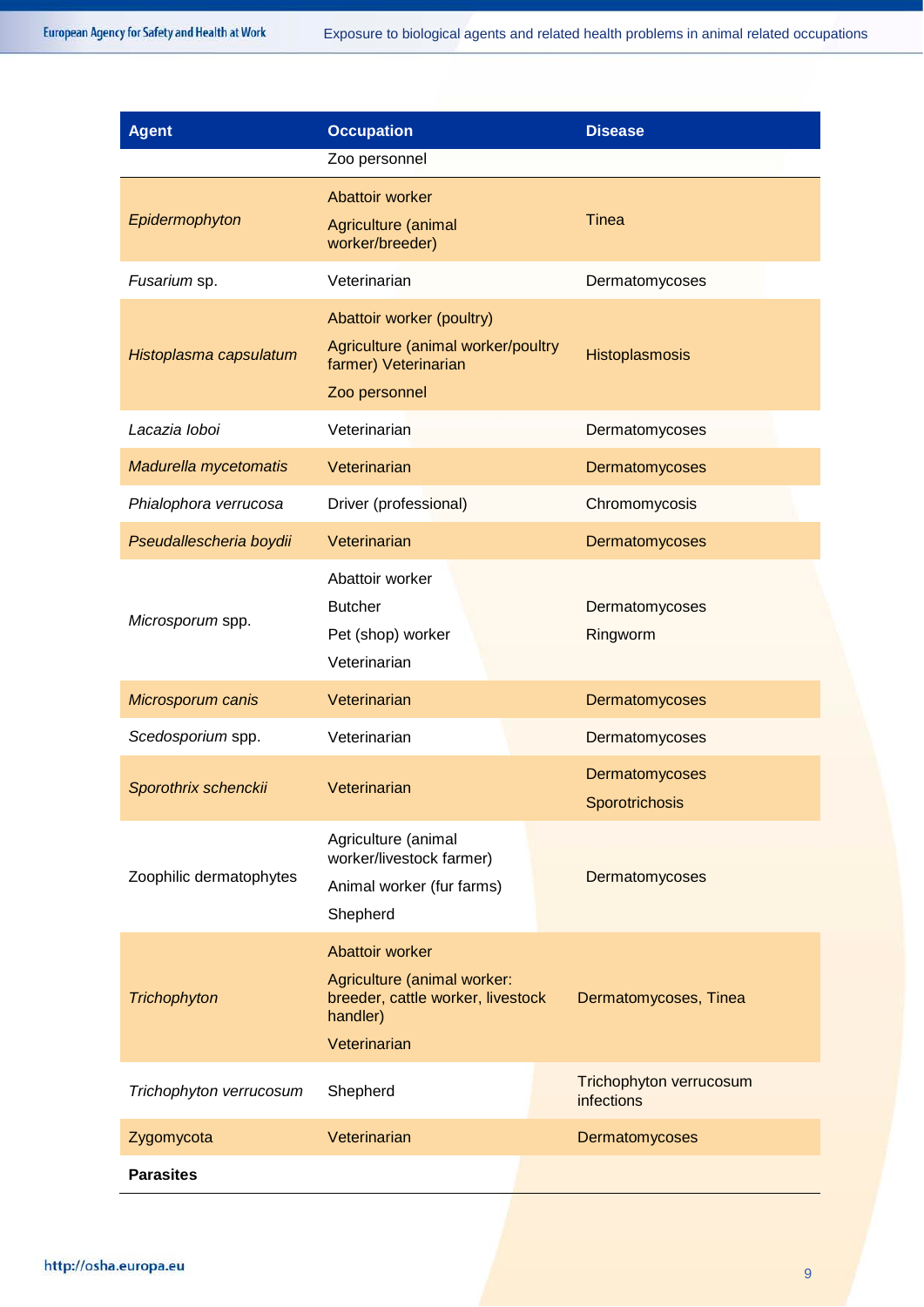| Agent | Occupation | Disease |
|---|---|---|
| | Zoo personnel | |
| *Epidermophyton* | Abattoir worker<br>Agriculture (animal worker/breeder) | Tinea |
| *Fusarium* sp. | Veterinarian | Dermatomycoses |
| *Histoplasma capsulatum* | Abattoir worker (poultry)<br>Agriculture (animal worker/poultry farmer) Veterinarian<br>Zoo personnel | Histoplasmosis |
| *Lacazia loboi* | Veterinarian | Dermatomycoses |
| *Madurella mycetomatis* | Veterinarian | Dermatomycoses |
| *Phialophora verrucosa* | Driver (professional) | Chromomycosis |
| *Pseudallescheria boydii* | Veterinarian | Dermatomycoses |
| *Microsporum* spp. | Abattoir worker<br>Butcher<br>Pet (shop) worker<br>Veterinarian | Dermatomycoses<br>Ringworm |
| *Microsporum canis* | Veterinarian | Dermatomycoses |
| *Scedosporium* spp. | Veterinarian | Dermatomycoses |
| *Sporothrix schenckii* | Veterinarian | Dermatomycoses<br>Sporotrichosis |
| Zoophilic dermatophytes | Agriculture (animal worker/livestock farmer)<br>Animal worker (fur farms)<br>Shepherd | Dermatomycoses |
| *Trichophyton* | Abattoir worker<br>Agriculture (animal worker: breeder, cattle worker, livestock handler)<br>Veterinarian | Dermatomycoses, Tinea |
| *Trichophyton verrucosum* | Shepherd | Trichophyton verrucosum infections |
| Zygomycota | Veterinarian | Dermatomycoses |
| **Parasites** | | |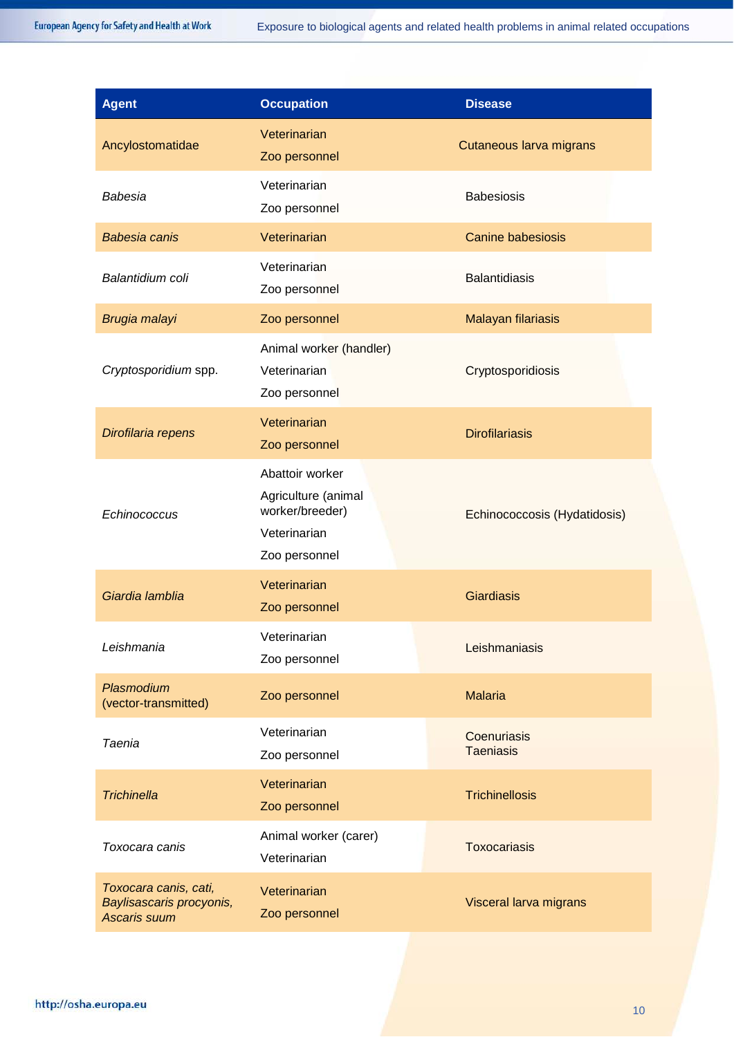| Agent | Occupation | Disease |
|---|---|---|
| Ancylostomatidae | Veterinarian<br>Zoo personnel | Cutaneous larva migrans |
| *Babesia* | Veterinarian<br>Zoo personnel | Babesiosis |
| *Babesia canis* | Veterinarian | Canine babesiosis |
| *Balantidium coli* | Veterinarian<br>Zoo personnel | Balantidiasis |
| *Brugia malayi* | Zoo personnel | Malayan filariasis |
| *Cryptosporidium* spp. | Animal worker (handler)<br>Veterinarian<br>Zoo personnel | Cryptosporidiosis |
| *Dirofilaria repens* | Veterinarian<br>Zoo personnel | Dirofilariasis |
| *Echinococcus* | Abattoir worker<br>Agriculture (animal worker/breeder)<br>Veterinarian<br>Zoo personnel | Echinococcosis (Hydatidosis) |
| *Giardia lamblia* | Veterinarian<br>Zoo personnel | Giardiasis |
| *Leishmania* | Veterinarian<br>Zoo personnel | Leishmaniasis |
| *Plasmodium* (vector-transmitted) | Zoo personnel | Malaria |
| *Taenia* | Veterinarian<br>Zoo personnel | Coenuriasis<br>Taeniasis |
| *Trichinella* | Veterinarian<br>Zoo personnel | Trichinellosis |
| *Toxocara canis* | Animal worker (carer)<br>Veterinarian | Toxocariasis |
| *Toxocara canis, cati, Baylisascaris procyonis, Ascaris suum* | Veterinarian<br>Zoo personnel | Visceral larva migrans |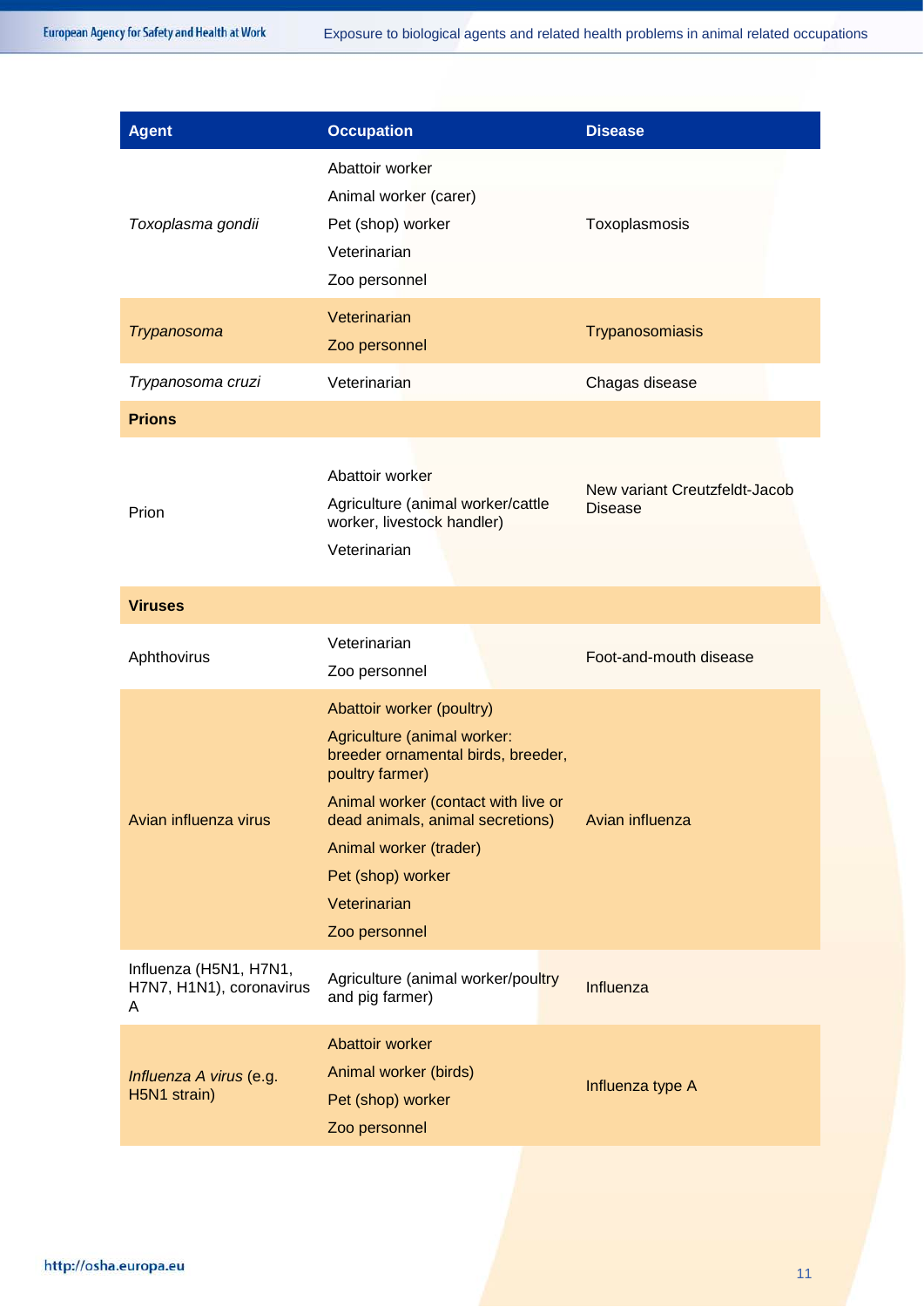| Agent | Occupation | Disease |
|---|---|---|
| *Toxoplasma gondii* | Abattoir worker<br>Animal worker (carer)<br>Pet (shop) worker<br>Veterinarian<br>Zoo personnel | Toxoplasmosis |
| *Trypanosoma* | Veterinarian<br>Zoo personnel | Trypanosomiasis |
| *Trypanosoma cruzi* | Veterinarian | Chagas disease |
| **Prions** | | |
| Prion | Abattoir worker<br>Agriculture (animal worker/cattle worker, livestock handler)<br>Veterinarian | New variant Creutzfeldt-Jacob Disease |
| **Viruses** | | |
| Aphthovirus | Veterinarian<br>Zoo personnel | Foot-and-mouth disease |
| Avian influenza virus | Abattoir worker (poultry)<br>Agriculture (animal worker: breeder ornamental birds, breeder, poultry farmer)<br>Animal worker (contact with live or dead animals, animal secretions)<br>Animal worker (trader)<br>Pet (shop) worker<br>Veterinarian<br>Zoo personnel | Avian influenza |
| Influenza (H5N1, H7N1, H7N7, H1N1), coronavirus A | Agriculture (animal worker/poultry and pig farmer) | Influenza |
| *Influenza A virus* (e.g. H5N1 strain) | Abattoir worker<br>Animal worker (birds)<br>Pet (shop) worker<br>Zoo personnel | Influenza type A |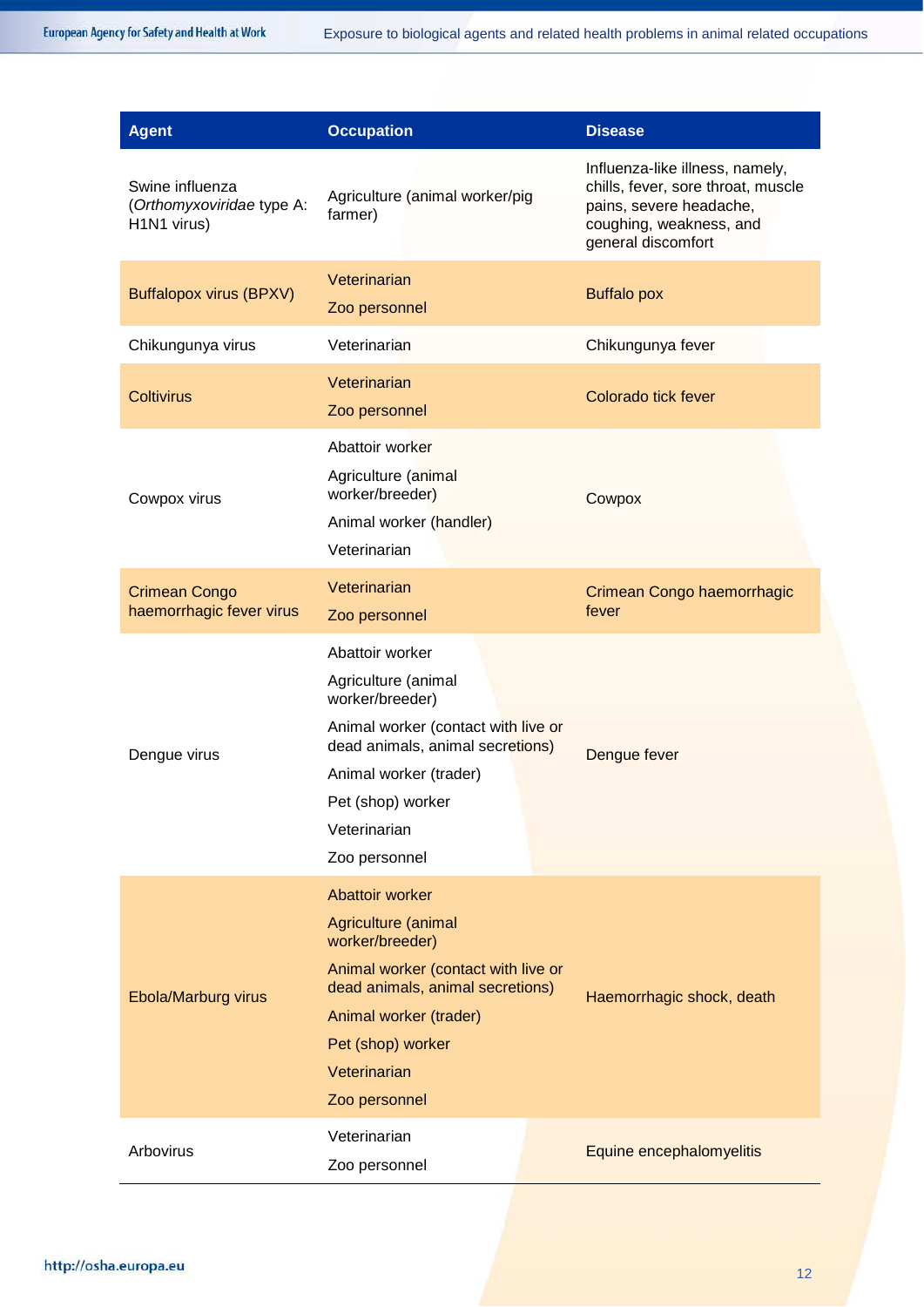| Agent | Occupation | Disease |
|---|---|---|
| Swine influenza (*Orthomyxoviridae* type A: H1N1 virus) | Agriculture (animal worker/pig farmer) | Influenza-like illness, namely, chills, fever, sore throat, muscle pains, severe headache, coughing, weakness, and general discomfort |
| Buffalopox virus (BPXV) | Veterinarian<br>Zoo personnel | Buffalo pox |
| Chikungunya virus | Veterinarian | Chikungunya fever |
| Coltivirus | Veterinarian<br>Zoo personnel | Colorado tick fever |
| Cowpox virus | Abattoir worker<br>Agriculture (animal worker/breeder)<br>Animal worker (handler)<br>Veterinarian | Cowpox |
| Crimean Congo haemorrhagic fever virus | Veterinarian<br>Zoo personnel | Crimean Congo haemorrhagic fever |
| Dengue virus | Abattoir worker<br>Agriculture (animal worker/breeder)<br>Animal worker (contact with live or dead animals, animal secretions)<br>Animal worker (trader)<br>Pet (shop) worker<br>Veterinarian<br>Zoo personnel | Dengue fever |
| Ebola/Marburg virus | Abattoir worker<br>Agriculture (animal worker/breeder)<br>Animal worker (contact with live or dead animals, animal secretions)<br>Animal worker (trader)<br>Pet (shop) worker<br>Veterinarian<br>Zoo personnel | Haemorrhagic shock, death |
| Arbovirus | Veterinarian<br>Zoo personnel | Equine encephalomyelitis |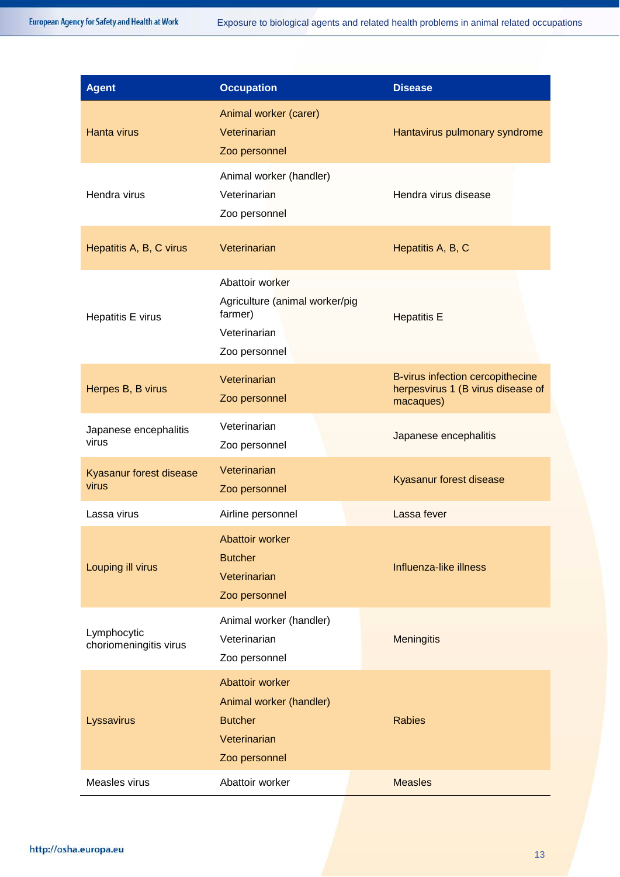| Agent | Occupation | Disease |
|---|---|---|
| Hanta virus | Animal worker (carer)<br>Veterinarian<br>Zoo personnel | Hantavirus pulmonary syndrome |
| Hendra virus | Animal worker (handler)<br>Veterinarian<br>Zoo personnel | Hendra virus disease |
| Hepatitis A, B, C virus | Veterinarian | Hepatitis A, B, C |
| Hepatitis E virus | Abattoir worker<br>Agriculture (animal worker/pig farmer)<br>Veterinarian<br>Zoo personnel | Hepatitis E |
| Herpes B, B virus | Veterinarian<br>Zoo personnel | B-virus infection cercopithecine herpesvirus 1 (B virus disease of macaques) |
| Japanese encephalitis virus | Veterinarian<br>Zoo personnel | Japanese encephalitis |
| Kyasanur forest disease virus | Veterinarian<br>Zoo personnel | Kyasanur forest disease |
| Lassa virus | Airline personnel | Lassa fever |
| Louping ill virus | Abattoir worker<br>Butcher<br>Veterinarian<br>Zoo personnel | Influenza-like illness |
| Lymphocytic choriomeningitis virus | Animal worker (handler)<br>Veterinarian<br>Zoo personnel | Meningitis |
| Lyssavirus | Abattoir worker<br>Animal worker (handler)<br>Butcher<br>Veterinarian<br>Zoo personnel | Rabies |
| Measles virus | Abattoir worker | Measles |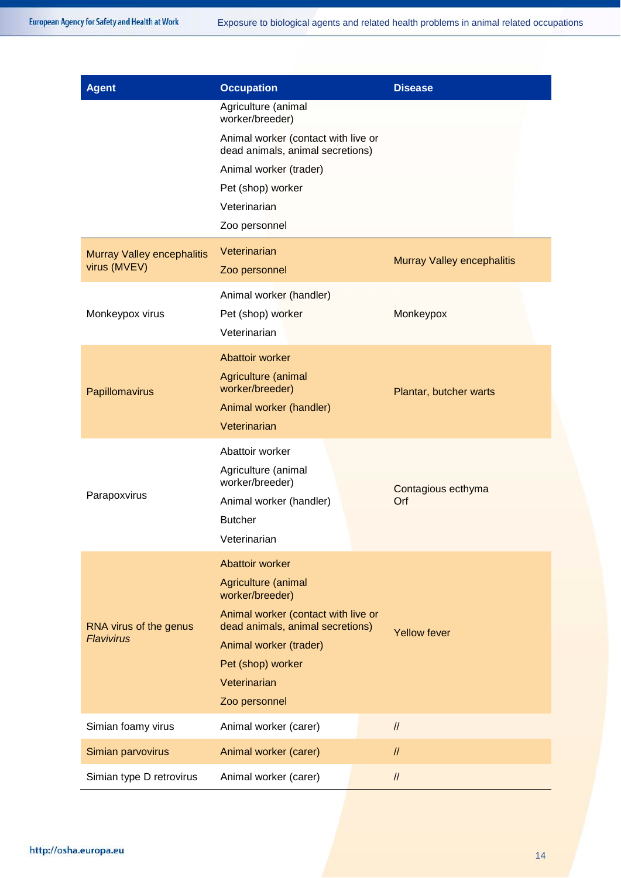| Agent | Occupation | Disease |
|---|---|---|
| | Agriculture (animal worker/breeder)<br>Animal worker (contact with live or dead animals, animal secretions)<br>Animal worker (trader)<br>Pet (shop) worker<br>Veterinarian<br>Zoo personnel | |
| Murray Valley encephalitis virus (MVEV) | Veterinarian<br>Zoo personnel | Murray Valley encephalitis |
| Monkeypox virus | Animal worker (handler)<br>Pet (shop) worker<br>Veterinarian | Monkeypox |
| Papillomavirus | Abattoir worker<br>Agriculture (animal worker/breeder)<br>Animal worker (handler)<br>Veterinarian | Plantar, butcher warts |
| Parapoxvirus | Abattoir worker<br>Agriculture (animal worker/breeder)<br>Animal worker (handler)<br>Butcher<br>Veterinarian | Contagious ecthyma<br>Orf |
| RNA virus of the genus *Flavivirus* | Abattoir worker<br>Agriculture (animal worker/breeder)<br>Animal worker (contact with live or dead animals, animal secretions)<br>Animal worker (trader)<br>Pet (shop) worker<br>Veterinarian<br>Zoo personnel | Yellow fever |
| Simian foamy virus | Animal worker (carer) | // |
| Simian parvovirus | Animal worker (carer) | // |
| Simian type D retrovirus | Animal worker (carer) | // |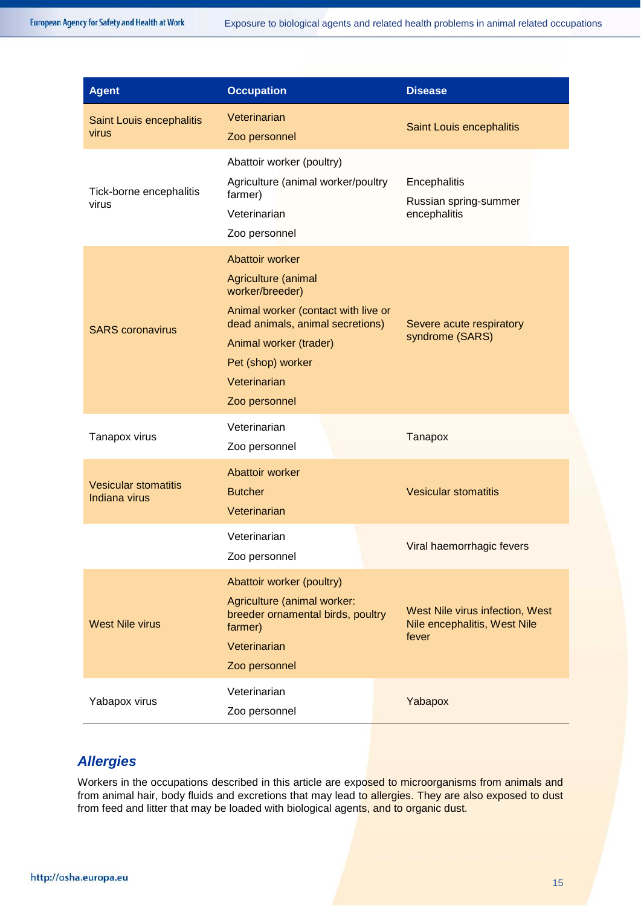| Agent | Occupation | Disease |
|---|---|---|
| Saint Louis encephalitis virus | Veterinarian<br>Zoo personnel | Saint Louis encephalitis |
| Tick-borne encephalitis virus | Abattoir worker (poultry)<br>Agriculture (animal worker/poultry farmer)<br>Veterinarian<br>Zoo personnel | Encephalitis<br>Russian spring-summer encephalitis |
| SARS coronavirus | Abattoir worker<br>Agriculture (animal worker/breeder)<br>Animal worker (contact with live or dead animals, animal secretions)<br>Animal worker (trader)<br>Pet (shop) worker<br>Veterinarian<br>Zoo personnel | Severe acute respiratory syndrome (SARS) |
| Tanapox virus | Veterinarian<br>Zoo personnel | Tanapox |
| Vesicular stomatitis Indiana virus | Abattoir worker<br>Butcher<br>Veterinarian | Vesicular stomatitis |
| | Veterinarian<br>Zoo personnel | Viral haemorrhagic fevers |
| West Nile virus | Abattoir worker (poultry)<br>Agriculture (animal worker: breeder ornamental birds, poultry farmer)<br>Veterinarian<br>Zoo personnel | West Nile virus infection, West Nile encephalitis, West Nile fever |
| Yabapox virus | Veterinarian<br>Zoo personnel | Yabapox |

## *Allergies*

Workers in the occupations described in this article are exposed to microorganisms from animals and from animal hair, body fluids and excretions that may lead to allergies. They are also exposed to dust from feed and litter that may be loaded with biological agents, and to organic dust.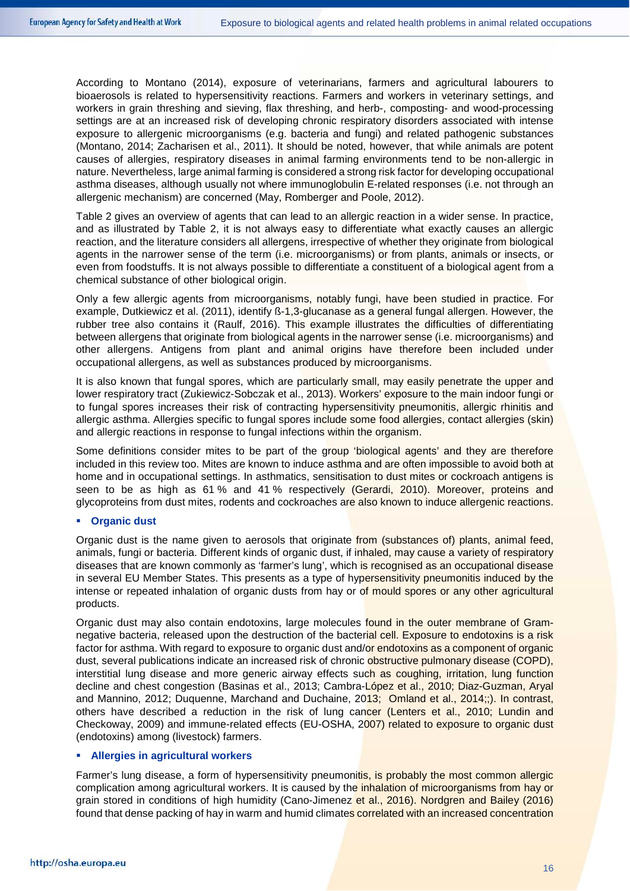According to Montano (2014), exposure of veterinarians, farmers and agricultural labourers to bioaerosols is related to hypersensitivity reactions. Farmers and workers in veterinary settings, and workers in grain threshing and sieving, flax threshing, and herb-, composting- and wood-processing settings are at an increased risk of developing chronic respiratory disorders associated with intense exposure to allergenic microorganisms (e.g. bacteria and fungi) and related pathogenic substances (Montano, 2014; Zacharisen et al., 2011). It should be noted, however, that while animals are potent causes of allergies, respiratory diseases in animal farming environments tend to be non-allergic in nature. Nevertheless, large animal farming is considered a strong risk factor for developing occupational asthma diseases, although usually not where immunoglobulin E-related responses (i.e. not through an allergenic mechanism) are concerned (May, Romberger and Poole, 2012).

Table 2 gives an overview of agents that can lead to an allergic reaction in a wider sense. In practice, and as illustrated by Table 2, it is not always easy to differentiate what exactly causes an allergic reaction, and the literature considers all allergens, irrespective of whether they originate from biological agents in the narrower sense of the term (i.e. microorganisms) or from plants, animals or insects, or even from foodstuffs. It is not always possible to differentiate a constituent of a biological agent from a chemical substance of other biological origin.

Only a few allergic agents from microorganisms, notably fungi, have been studied in practice. For example, Dutkiewicz et al. (2011), identify ß-1,3-glucanase as a general fungal allergen. However, the rubber tree also contains it (Raulf, 2016). This example illustrates the difficulties of differentiating between allergens that originate from biological agents in the narrower sense (i.e. microorganisms) and other allergens. Antigens from plant and animal origins have therefore been included under occupational allergens, as well as substances produced by microorganisms.

It is also known that fungal spores, which are particularly small, may easily penetrate the upper and lower respiratory tract (Zukiewicz-Sobczak et al., 2013). Workers' exposure to the main indoor fungi or to fungal spores increases their risk of contracting hypersensitivity pneumonitis, allergic rhinitis and allergic asthma. Allergies specific to fungal spores include some food allergies, contact allergies (skin) and allergic reactions in response to fungal infections within the organism.

Some definitions consider mites to be part of the group 'biological agents' and they are therefore included in this review too. Mites are known to induce asthma and are often impossible to avoid both at home and in occupational settings. In asthmatics, sensitisation to dust mites or cockroach antigens is seen to be as high as 61 % and 41 % respectively (Gerardi, 2010). Moreover, proteins and glycoproteins from dust mites, rodents and cockroaches are also known to induce allergenic reactions.

- **Organic dust**

Organic dust is the name given to aerosols that originate from (substances of) plants, animal feed, animals, fungi or bacteria. Different kinds of organic dust, if inhaled, may cause a variety of respiratory diseases that are known commonly as 'farmer's lung', which is recognised as an occupational disease in several EU Member States. This presents as a type of hypersensitivity pneumonitis induced by the intense or repeated inhalation of organic dusts from hay or of mould spores or any other agricultural products.

Organic dust may also contain endotoxins, large molecules found in the outer membrane of Gram-negative bacteria, released upon the destruction of the bacterial cell. Exposure to endotoxins is a risk factor for asthma. With regard to exposure to organic dust and/or endotoxins as a component of organic dust, several publications indicate an increased risk of chronic obstructive pulmonary disease (COPD), interstitial lung disease and more generic airway effects such as coughing, irritation, lung function decline and chest congestion (Basinas et al., 2013; Cambra-López et al., 2010; Diaz-Guzman, Aryal and Mannino, 2012; Duquenne, Marchand and Duchaine, 2013; Omland et al., 2014;;). In contrast, others have described a reduction in the risk of lung cancer (Lenters et al., 2010; Lundin and Checkoway, 2009) and immune-related effects (EU-OSHA, 2007) related to exposure to organic dust (endotoxins) among (livestock) farmers.

- **Allergies in agricultural workers**

Farmer's lung disease, a form of hypersensitivity pneumonitis, is probably the most common allergic complication among agricultural workers. It is caused by the inhalation of microorganisms from hay or grain stored in conditions of high humidity (Cano-Jimenez et al., 2016). Nordgren and Bailey (2016) found that dense packing of hay in warm and humid climates correlated with an increased concentration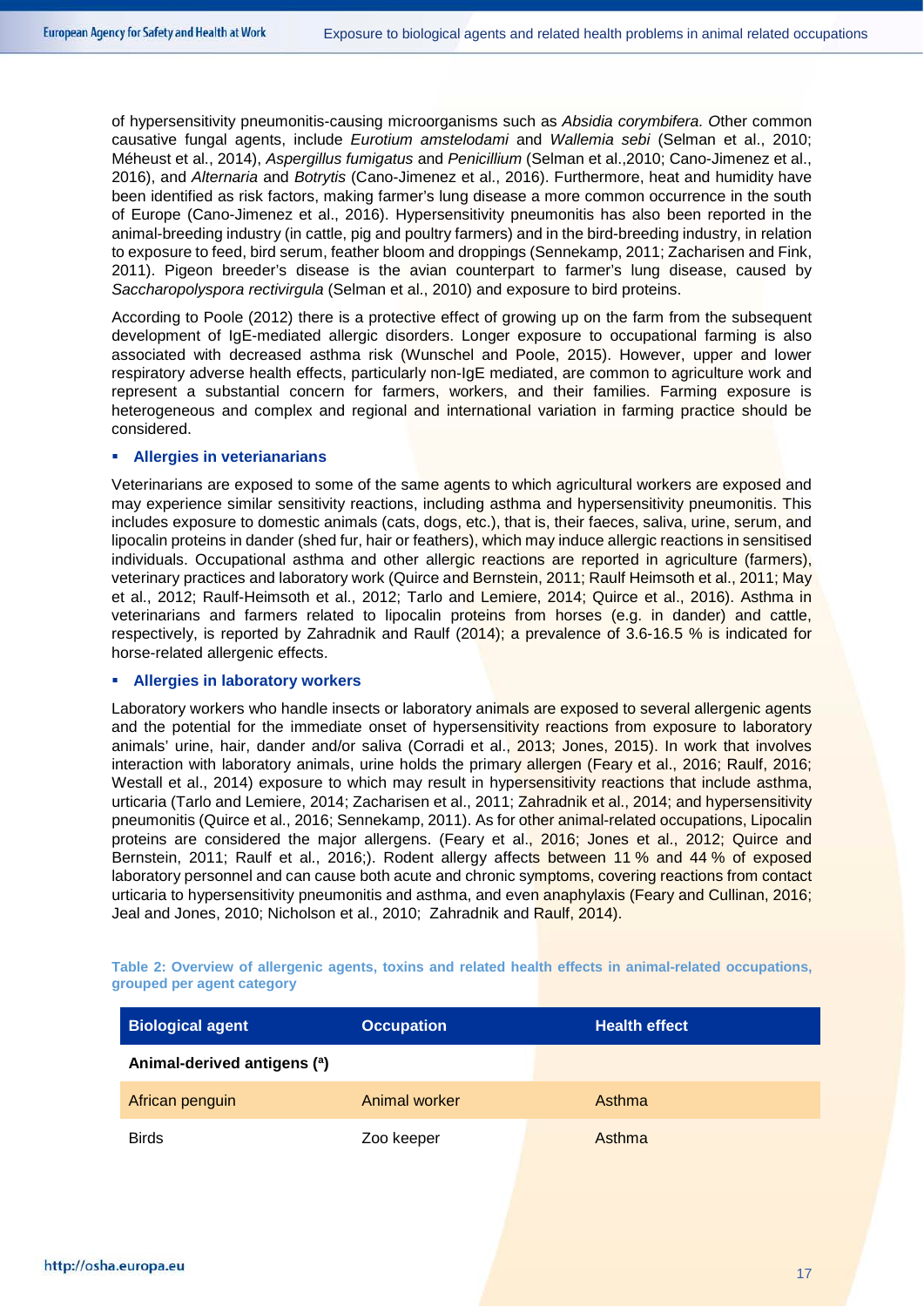of hypersensitivity pneumonitis-causing microorganisms such as *Absidia corymbifera. O*ther common causative fungal agents, include *Eurotium amstelodami* and *Wallemia sebi* (Selman et al., 2010; Méheust et al., 2014), *Aspergillus fumigatus* and *Penicillium* (Selman et al.,2010; Cano-Jimenez et al., 2016), and *Alternaria* and *Botrytis* (Cano-Jimenez et al., 2016). Furthermore, heat and humidity have been identified as risk factors, making farmer's lung disease a more common occurrence in the south of Europe (Cano-Jimenez et al., 2016). Hypersensitivity pneumonitis has also been reported in the animal-breeding industry (in cattle, pig and poultry farmers) and in the bird-breeding industry, in relation to exposure to feed, bird serum, feather bloom and droppings (Sennekamp, 2011; Zacharisen and Fink, 2011). Pigeon breeder's disease is the avian counterpart to farmer's lung disease, caused by *Saccharopolyspora rectivirgula* (Selman et al., 2010) and exposure to bird proteins.

According to Poole (2012) there is a protective effect of growing up on the farm from the subsequent development of IgE-mediated allergic disorders. Longer exposure to occupational farming is also associated with decreased asthma risk (Wunschel and Poole, 2015). However, upper and lower respiratory adverse health effects, particularly non-IgE mediated, are common to agriculture work and represent a substantial concern for farmers, workers, and their families. Farming exposure is heterogeneous and complex and regional and international variation in farming practice should be considered.

- **Allergies in veterianarians**

Veterinarians are exposed to some of the same agents to which agricultural workers are exposed and may experience similar sensitivity reactions, including asthma and hypersensitivity pneumonitis. This includes exposure to domestic animals (cats, dogs, etc.), that is, their faeces, saliva, urine, serum, and lipocalin proteins in dander (shed fur, hair or feathers), which may induce allergic reactions in sensitised individuals. Occupational asthma and other allergic reactions are reported in agriculture (farmers), veterinary practices and laboratory work (Quirce and Bernstein, 2011; Raulf Heimsoth et al., 2011; May et al., 2012; Raulf-Heimsoth et al., 2012; Tarlo and Lemiere, 2014; Quirce et al., 2016). Asthma in veterinarians and farmers related to lipocalin proteins from horses (e.g. in dander) and cattle, respectively, is reported by Zahradnik and Raulf (2014); a prevalence of 3.6-16.5 % is indicated for horse-related allergenic effects.

- **Allergies in laboratory workers**

Laboratory workers who handle insects or laboratory animals are exposed to several allergenic agents and the potential for the immediate onset of hypersensitivity reactions from exposure to laboratory animals' urine, hair, dander and/or saliva (Corradi et al., 2013; Jones, 2015). In work that involves interaction with laboratory animals, urine holds the primary allergen (Feary et al., 2016; Raulf, 2016; Westall et al., 2014) exposure to which may result in hypersensitivity reactions that include asthma, urticaria (Tarlo and Lemiere, 2014; Zacharisen et al., 2011; Zahradnik et al., 2014; and hypersensitivity pneumonitis (Quirce et al., 2016; Sennekamp, 2011). As for other animal-related occupations, Lipocalin proteins are considered the major allergens. (Feary et al., 2016; Jones et al., 2012; Quirce and Bernstein, 2011; Raulf et al., 2016;). Rodent allergy affects between 11 % and 44 % of exposed laboratory personnel and can cause both acute and chronic symptoms, covering reactions from contact urticaria to hypersensitivity pneumonitis and asthma, and even anaphylaxis (Feary and Cullinan, 2016; Jeal and Jones, 2010; Nicholson et al., 2010; Zahradnik and Raulf, 2014).

**Table 2: Overview of allergenic agents, toxins and related health effects in animal-related occupations, grouped per agent category**

| Biological agent | Occupation | Health effect |
|---|---|---|
| **Animal-derived antigens ([a])** | | |
| African penguin | Animal worker | Asthma |
| Birds | Zoo keeper | Asthma |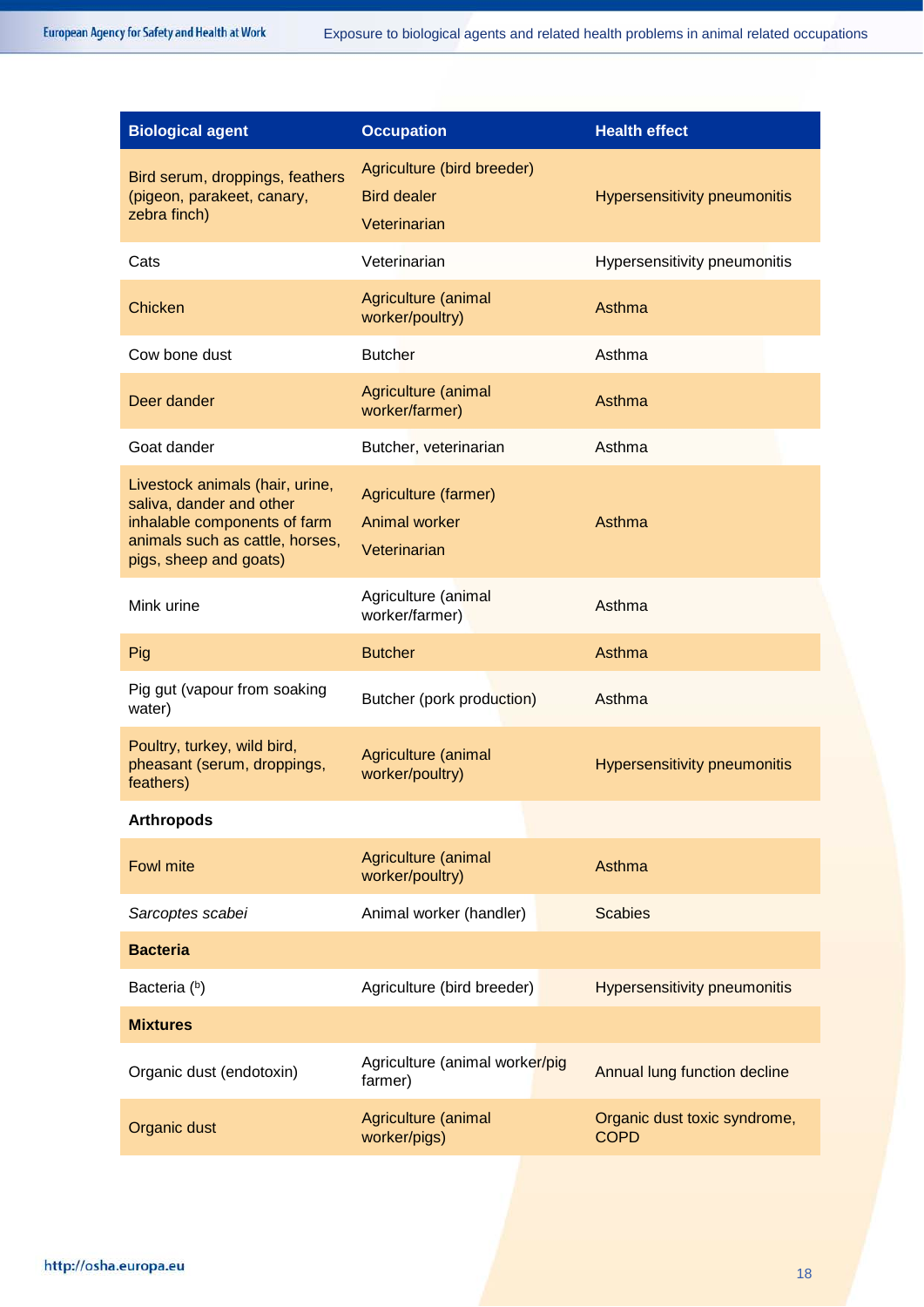| Biological agent | Occupation | Health effect |
|---|---|---|
| Bird serum, droppings, feathers (pigeon, parakeet, canary, zebra finch) | Agriculture (bird breeder)<br>Bird dealer<br>Veterinarian | Hypersensitivity pneumonitis |
| Cats | Veterinarian | Hypersensitivity pneumonitis |
| Chicken | Agriculture (animal worker/poultry) | Asthma |
| Cow bone dust | Butcher | Asthma |
| Deer dander | Agriculture (animal worker/farmer) | Asthma |
| Goat dander | Butcher, veterinarian | Asthma |
| Livestock animals (hair, urine, saliva, dander and other inhalable components of farm animals such as cattle, horses, pigs, sheep and goats) | Agriculture (farmer)<br>Animal worker<br>Veterinarian | Asthma |
| Mink urine | Agriculture (animal worker/farmer) | Asthma |
| Pig | Butcher | Asthma |
| Pig gut (vapour from soaking water) | Butcher (pork production) | Asthma |
| Poultry, turkey, wild bird, pheasant (serum, droppings, feathers) | Agriculture (animal worker/poultry) | Hypersensitivity pneumonitis |
| **Arthropods** | | |
| Fowl mite | Agriculture (animal worker/poultry) | Asthma |
| *Sarcoptes scabei* | Animal worker (handler) | Scabies |
| **Bacteria** | | |
| Bacteria ([b]) | Agriculture (bird breeder) | Hypersensitivity pneumonitis |
| **Mixtures** | | |
| Organic dust (endotoxin) | Agriculture (animal worker/pig farmer) | Annual lung function decline |
| Organic dust | Agriculture (animal worker/pigs) | Organic dust toxic syndrome, COPD |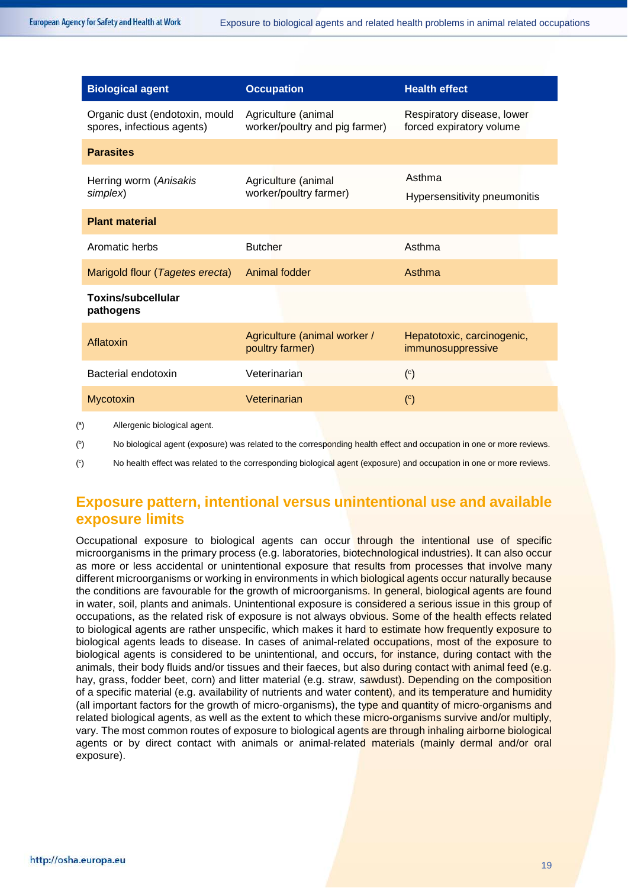| Biological agent | Occupation | Health effect |
|---|---|---|
| Organic dust (endotoxin, mould spores, infectious agents) | Agriculture (animal worker/poultry and pig farmer) | Respiratory disease, lower forced expiratory volume |
| **Parasites** | | |
| Herring worm (*Anisakis simplex*) | Agriculture (animal worker/poultry farmer) | Asthma<br>Hypersensitivity pneumonitis |
| **Plant material** | | |
| Aromatic herbs | Butcher | Asthma |
| Marigold flour (*Tagetes erecta*) | Animal fodder | Asthma |
| **Toxins/subcellular pathogens** | | |
| Aflatoxin | Agriculture (animal worker / poultry farmer) | Hepatotoxic, carcinogenic, immunosuppressive |
| Bacterial endotoxin | Veterinarian | ([c]) |
| Mycotoxin | Veterinarian | ([c]) |

([a]) Allergenic biological agent.

([b]) No biological agent (exposure) was related to the corresponding health effect and occupation in one or more reviews.

([c]) No health effect was related to the corresponding biological agent (exposure) and occupation in one or more reviews.

## Exposure pattern, intentional versus unintentional use and available exposure limits

Occupational exposure to biological agents can occur through the intentional use of specific microorganisms in the primary process (e.g. laboratories, biotechnological industries). It can also occur as more or less accidental or unintentional exposure that results from processes that involve many different microorganisms or working in environments in which biological agents occur naturally because the conditions are favourable for the growth of microorganisms. In general, biological agents are found in water, soil, plants and animals. Unintentional exposure is considered a serious issue in this group of occupations, as the related risk of exposure is not always obvious. Some of the health effects related to biological agents are rather unspecific, which makes it hard to estimate how frequently exposure to biological agents leads to disease. In cases of animal-related occupations, most of the exposure to biological agents is considered to be unintentional, and occurs, for instance, during contact with the animals, their body fluids and/or tissues and their faeces, but also during contact with animal feed (e.g. hay, grass, fodder beet, corn) and litter material (e.g. straw, sawdust). Depending on the composition of a specific material (e.g. availability of nutrients and water content), and its temperature and humidity (all important factors for the growth of micro-organisms), the type and quantity of micro-organisms and related biological agents, as well as the extent to which these micro-organisms survive and/or multiply, vary. The most common routes of exposure to biological agents are through inhaling airborne biological agents or by direct contact with animals or animal-related materials (mainly dermal and/or oral exposure).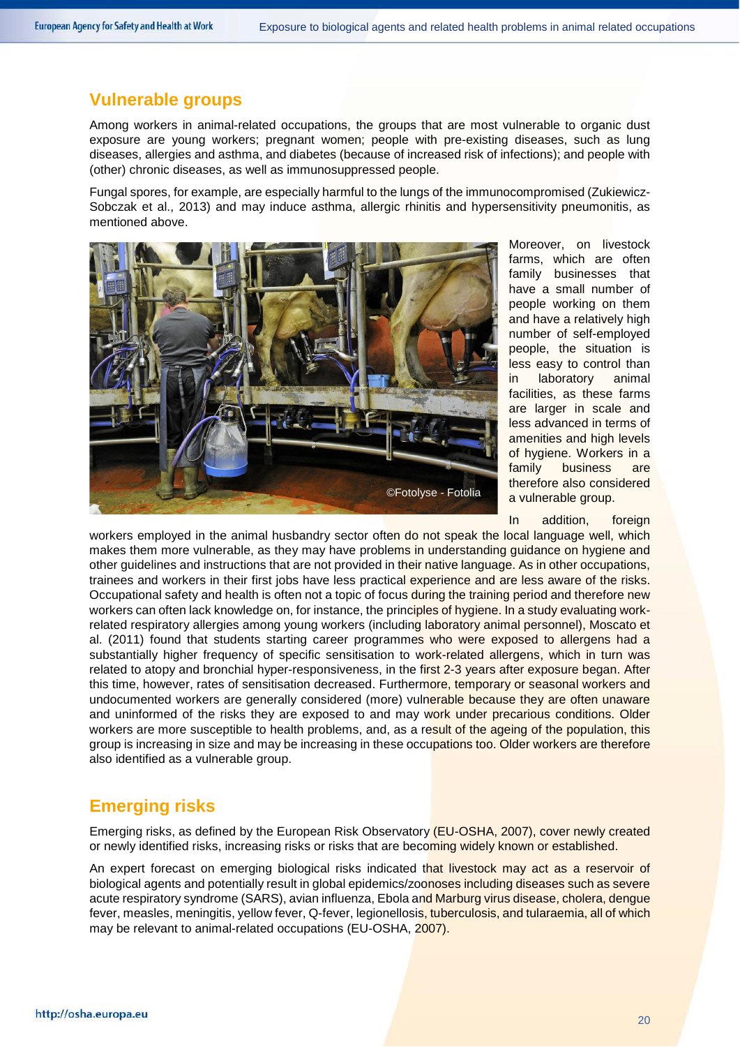## Vulnerable groups

Among workers in animal-related occupations, the groups that are most vulnerable to organic dust exposure are young workers; pregnant women; people with pre-existing diseases, such as lung diseases, allergies and asthma, and diabetes (because of increased risk of infections); and people with (other) chronic diseases, as well as immunosuppressed people.

Fungal spores, for example, are especially harmful to the lungs of the immunocompromised (Zukiewicz-Sobczak et al., 2013) and may induce asthma, allergic rhinitis and hypersensitivity pneumonitis, as mentioned above.

Moreover, on livestock farms, which are often family businesses that have a small number of people working on them and have a relatively high number of self-employed people, the situation is less easy to control than in laboratory animal facilities, as these farms are larger in scale and less advanced in terms of amenities and high levels of hygiene. Workers in a family business are therefore also considered a vulnerable group.

In addition, foreign workers employed in the animal husbandry sector often do not speak the local language well, which makes them more vulnerable, as they may have problems in understanding guidance on hygiene and other guidelines and instructions that are not provided in their native language. As in other occupations, trainees and workers in their first jobs have less practical experience and are less aware of the risks. Occupational safety and health is often not a topic of focus during the training period and therefore new workers can often lack knowledge on, for instance, the principles of hygiene. In a study evaluating work-related respiratory allergies among young workers (including laboratory animal personnel), Moscato et al. (2011) found that students starting career programmes who were exposed to allergens had a substantially higher frequency of specific sensitisation to work-related allergens, which in turn was related to atopy and bronchial hyper-responsiveness, in the first 2-3 years after exposure began. After this time, however, rates of sensitisation decreased. Furthermore, temporary or seasonal workers and undocumented workers are generally considered (more) vulnerable because they are often unaware and uninformed of the risks they are exposed to and may work under precarious conditions. Older workers are more susceptible to health problems, and, as a result of the ageing of the population, this group is increasing in size and may be increasing in these occupations too. Older workers are therefore also identified as a vulnerable group.

## Emerging risks

Emerging risks, as defined by the European Risk Observatory (EU-OSHA, 2007), cover newly created or newly identified risks, increasing risks or risks that are becoming widely known or established.

An expert forecast on emerging biological risks indicated that livestock may act as a reservoir of biological agents and potentially result in global epidemics/zoonoses including diseases such as severe acute respiratory syndrome (SARS), avian influenza, Ebola and Marburg virus disease, cholera, dengue fever, measles, meningitis, yellow fever, Q-fever, legionellosis, tuberculosis, and tularaemia, all of which may be relevant to animal-related occupations (EU-OSHA, 2007).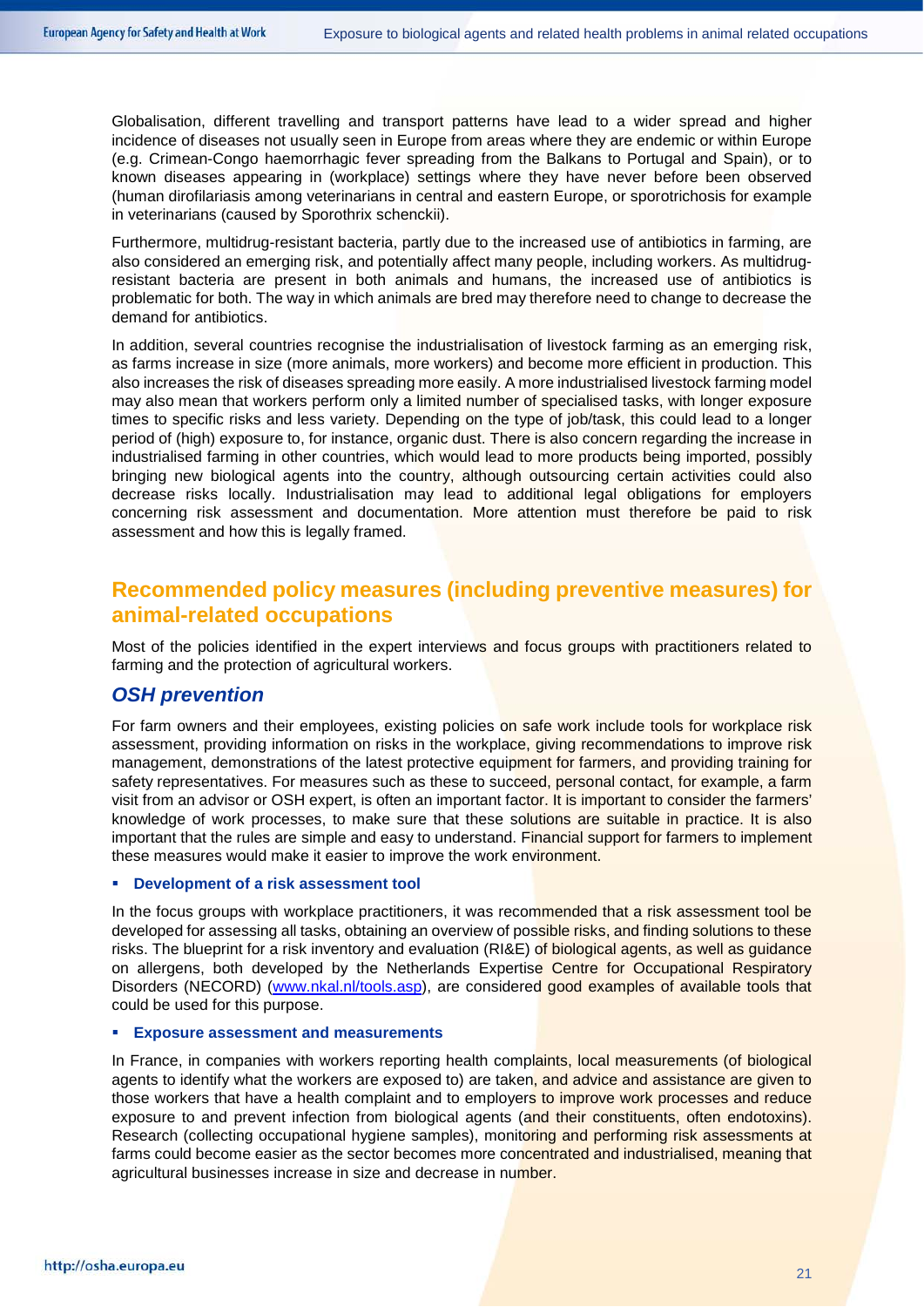Globalisation, different travelling and transport patterns have lead to a wider spread and higher incidence of diseases not usually seen in Europe from areas where they are endemic or within Europe (e.g. Crimean-Congo haemorrhagic fever spreading from the Balkans to Portugal and Spain), or to known diseases appearing in (workplace) settings where they have never before been observed (human dirofilariasis among veterinarians in central and eastern Europe, or sporotrichosis for example in veterinarians (caused by Sporothrix schenckii).

Furthermore, multidrug-resistant bacteria, partly due to the increased use of antibiotics in farming, are also considered an emerging risk, and potentially affect many people, including workers. As multidrug-resistant bacteria are present in both animals and humans, the increased use of antibiotics is problematic for both. The way in which animals are bred may therefore need to change to decrease the demand for antibiotics.

In addition, several countries recognise the industrialisation of livestock farming as an emerging risk, as farms increase in size (more animals, more workers) and become more efficient in production. This also increases the risk of diseases spreading more easily. A more industrialised livestock farming model may also mean that workers perform only a limited number of specialised tasks, with longer exposure times to specific risks and less variety. Depending on the type of job/task, this could lead to a longer period of (high) exposure to, for instance, organic dust. There is also concern regarding the increase in industrialised farming in other countries, which would lead to more products being imported, possibly bringing new biological agents into the country, although outsourcing certain activities could also decrease risks locally. Industrialisation may lead to additional legal obligations for employers concerning risk assessment and documentation. More attention must therefore be paid to risk assessment and how this is legally framed.

## Recommended policy measures (including preventive measures) for animal-related occupations

Most of the policies identified in the expert interviews and focus groups with practitioners related to farming and the protection of agricultural workers.

### *OSH prevention*

For farm owners and their employees, existing policies on safe work include tools for workplace risk assessment, providing information on risks in the workplace, giving recommendations to improve risk management, demonstrations of the latest protective equipment for farmers, and providing training for safety representatives. For measures such as these to succeed, personal contact, for example, a farm visit from an advisor or OSH expert, is often an important factor. It is important to consider the farmers' knowledge of work processes, to make sure that these solutions are suitable in practice. It is also important that the rules are simple and easy to understand. Financial support for farmers to implement these measures would make it easier to improve the work environment.

- **Development of a risk assessment tool**

In the focus groups with workplace practitioners, it was recommended that a risk assessment tool be developed for assessing all tasks, obtaining an overview of possible risks, and finding solutions to these risks. The blueprint for a risk inventory and evaluation (RI&E) of biological agents, as well as guidance on allergens, both developed by the Netherlands Expertise Centre for Occupational Respiratory Disorders (NECORD) (www.nkal.nl/tools.asp), are considered good examples of available tools that could be used for this purpose.

- **Exposure assessment and measurements**

In France, in companies with workers reporting health complaints, local measurements (of biological agents to identify what the workers are exposed to) are taken, and advice and assistance are given to those workers that have a health complaint and to employers to improve work processes and reduce exposure to and prevent infection from biological agents (and their constituents, often endotoxins). Research (collecting occupational hygiene samples), monitoring and performing risk assessments at farms could become easier as the sector becomes more concentrated and industrialised, meaning that agricultural businesses increase in size and decrease in number.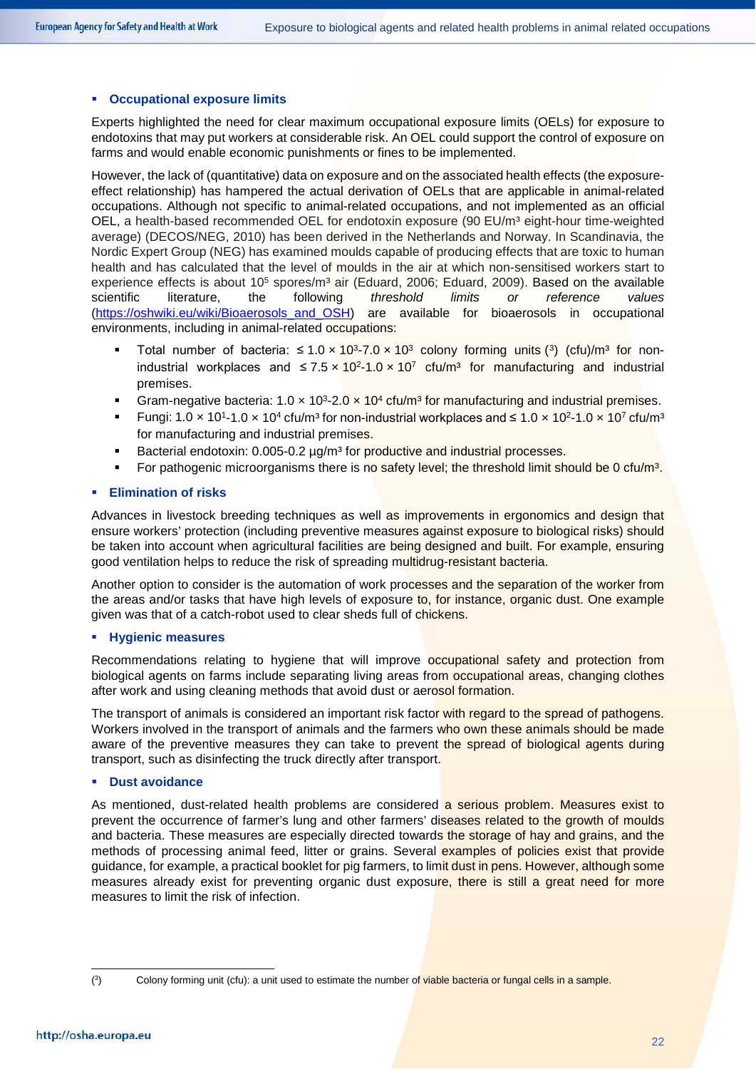- **Occupational exposure limits**

Experts highlighted the need for clear maximum occupational exposure limits (OELs) for exposure to endotoxins that may put workers at considerable risk. An OEL could support the control of exposure on farms and would enable economic punishments or fines to be implemented.

However, the lack of (quantitative) data on exposure and on the associated health effects (the exposure-effect relationship) has hampered the actual derivation of OELs that are applicable in animal-related occupations. Although not specific to animal-related occupations, and not implemented as an official OEL, a health-based recommended OEL for endotoxin exposure (90 EU/m³ eight-hour time-weighted average) (DECOS/NEG, 2010) has been derived in the Netherlands and Norway. In Scandinavia, the Nordic Expert Group (NEG) has examined moulds capable of producing effects that are toxic to human health and has calculated that the level of moulds in the air at which non-sensitised workers start to experience effects is about $10^5$ spores/m³ air (Eduard, 2006; Eduard, 2009). Based on the available scientific literature, the following *threshold limits or reference values* (https://oshwiki.eu/wiki/Bioaerosols_and_OSH) are available for bioaerosols in occupational environments, including in animal-related occupations:

- Total number of bacteria: $\leq 1.0 \times 10^3$-$7.0 \times 10^3$ colony forming units (3) (cfu)/m³ for non-industrial workplaces and $\leq 7.5 \times 10^2$-$1.0 \times 10^7$ cfu/m³ for manufacturing and industrial premises.
- Gram-negative bacteria: $1.0 \times 10^3$-$2.0 \times 10^4$ cfu/m³ for manufacturing and industrial premises.
- Fungi: $1.0 \times 10^1$-$1.0 \times 10^4$ cfu/m³ for non-industrial workplaces and $\leq 1.0 \times 10^2$-$1.0 \times 10^7$ cfu/m³ for manufacturing and industrial premises.
- Bacterial endotoxin: 0.005-0.2 µg/m³ for productive and industrial processes.
- For pathogenic microorganisms there is no safety level; the threshold limit should be 0 cfu/m³.

- **Elimination of risks**

Advances in livestock breeding techniques as well as improvements in ergonomics and design that ensure workers' protection (including preventive measures against exposure to biological risks) should be taken into account when agricultural facilities are being designed and built. For example, ensuring good ventilation helps to reduce the risk of spreading multidrug-resistant bacteria.

Another option to consider is the automation of work processes and the separation of the worker from the areas and/or tasks that have high levels of exposure to, for instance, organic dust. One example given was that of a catch-robot used to clear sheds full of chickens.

- **Hygienic measures**

Recommendations relating to hygiene that will improve occupational safety and protection from biological agents on farms include separating living areas from occupational areas, changing clothes after work and using cleaning methods that avoid dust or aerosol formation.

The transport of animals is considered an important risk factor with regard to the spread of pathogens. Workers involved in the transport of animals and the farmers who own these animals should be made aware of the preventive measures they can take to prevent the spread of biological agents during transport, such as disinfecting the truck directly after transport.

- **Dust avoidance**

As mentioned, dust-related health problems are considered a serious problem. Measures exist to prevent the occurrence of farmer's lung and other farmers' diseases related to the growth of moulds and bacteria. These measures are especially directed towards the storage of hay and grains, and the methods of processing animal feed, litter or grains. Several examples of policies exist that provide guidance, for example, a practical booklet for pig farmers, to limit dust in pens. However, although some measures already exist for preventing organic dust exposure, there is still a great need for more measures to limit the risk of infection.

---

(3) Colony forming unit (cfu): a unit used to estimate the number of viable bacteria or fungal cells in a sample.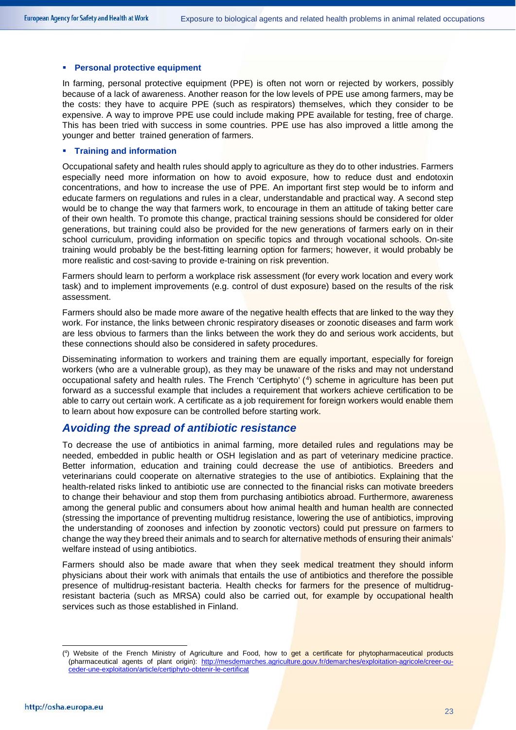- **Personal protective equipment**

In farming, personal protective equipment (PPE) is often not worn or rejected by workers, possibly because of a lack of awareness. Another reason for the low levels of PPE use among farmers, may be the costs: they have to acquire PPE (such as respirators) themselves, which they consider to be expensive. A way to improve PPE use could include making PPE available for testing, free of charge. This has been tried with success in some countries. PPE use has also improved a little among the younger and better trained generation of farmers.

- **Training and information**

Occupational safety and health rules should apply to agriculture as they do to other industries. Farmers especially need more information on how to avoid exposure, how to reduce dust and endotoxin concentrations, and how to increase the use of PPE. An important first step would be to inform and educate farmers on regulations and rules in a clear, understandable and practical way. A second step would be to change the way that farmers work, to encourage in them an attitude of taking better care of their own health. To promote this change, practical training sessions should be considered for older generations, but training could also be provided for the new generations of farmers early on in their school curriculum, providing information on specific topics and through vocational schools. On-site training would probably be the best-fitting learning option for farmers; however, it would probably be more realistic and cost-saving to provide e-training on risk prevention.

Farmers should learn to perform a workplace risk assessment (for every work location and every work task) and to implement improvements (e.g. control of dust exposure) based on the results of the risk assessment.

Farmers should also be made more aware of the negative health effects that are linked to the way they work. For instance, the links between chronic respiratory diseases or zoonotic diseases and farm work are less obvious to farmers than the links between the work they do and serious work accidents, but these connections should also be considered in safety procedures.

Disseminating information to workers and training them are equally important, especially for foreign workers (who are a vulnerable group), as they may be unaware of the risks and may not understand occupational safety and health rules. The French 'Certiphyto' ([4]) scheme in agriculture has been put forward as a successful example that includes a requirement that workers achieve certification to be able to carry out certain work. A certificate as a job requirement for foreign workers would enable them to learn about how exposure can be controlled before starting work.

## *Avoiding the spread of antibiotic resistance*

To decrease the use of antibiotics in animal farming, more detailed rules and regulations may be needed, embedded in public health or OSH legislation and as part of veterinary medicine practice. Better information, education and training could decrease the use of antibiotics. Breeders and veterinarians could cooperate on alternative strategies to the use of antibiotics. Explaining that the health-related risks linked to antibiotic use are connected to the financial risks can motivate breeders to change their behaviour and stop them from purchasing antibiotics abroad. Furthermore, awareness among the general public and consumers about how animal health and human health are connected (stressing the importance of preventing multidrug resistance, lowering the use of antibiotics, improving the understanding of zoonoses and infection by zoonotic vectors) could put pressure on farmers to change the way they breed their animals and to search for alternative methods of ensuring their animals' welfare instead of using antibiotics.

Farmers should also be made aware that when they seek medical treatment they should inform physicians about their work with animals that entails the use of antibiotics and therefore the possible presence of multidrug-resistant bacteria. Health checks for farmers for the presence of multidrug-resistant bacteria (such as MRSA) could also be carried out, for example by occupational health services such as those established in Finland.

---

([4]) Website of the French Ministry of Agriculture and Food, how to get a certificate for phytopharmaceutical products (pharmaceutical agents of plant origin): http://mesdemarches.agriculture.gouv.fr/demarches/exploitation-agricole/creer-ou-ceder-une-exploitation/article/certiphyto-obtenir-le-certificat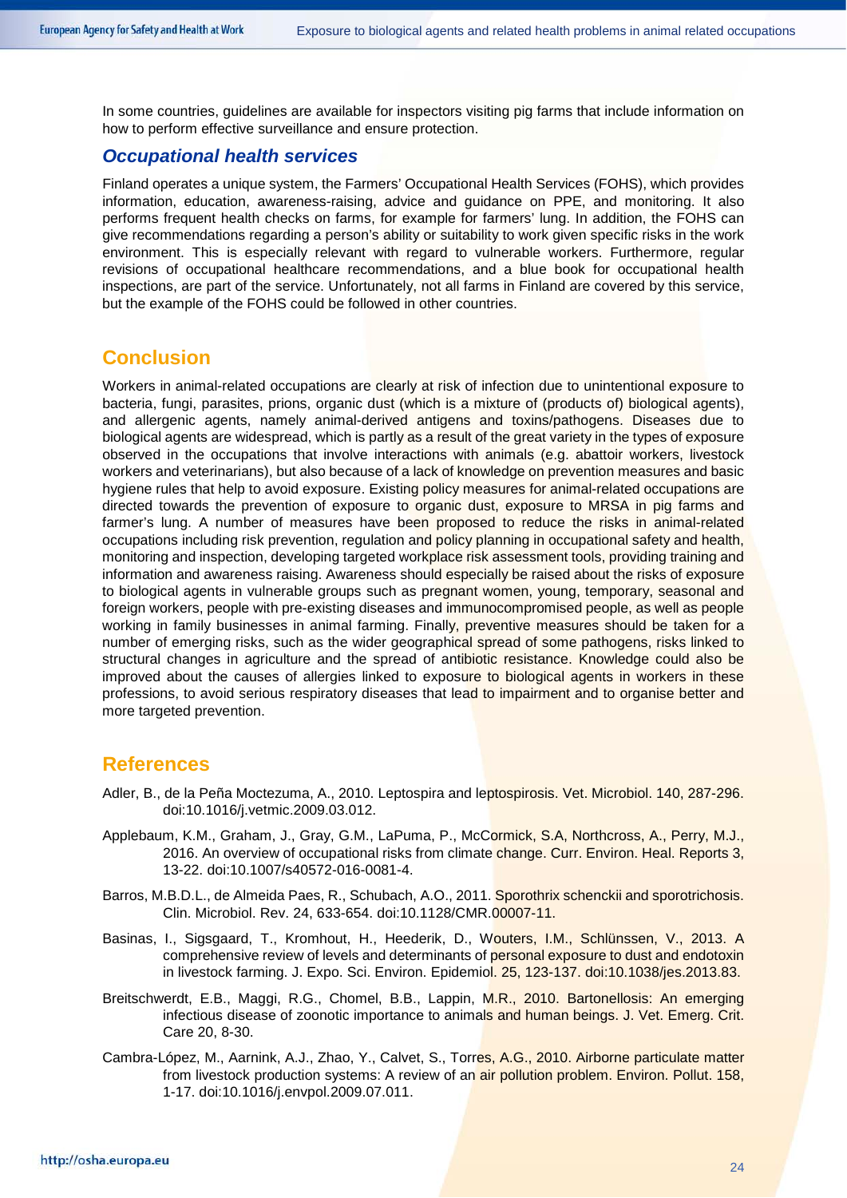In some countries, guidelines are available for inspectors visiting pig farms that include information on how to perform effective surveillance and ensure protection.

### *Occupational health services*

Finland operates a unique system, the Farmers' Occupational Health Services (FOHS), which provides information, education, awareness-raising, advice and guidance on PPE, and monitoring. It also performs frequent health checks on farms, for example for farmers' lung. In addition, the FOHS can give recommendations regarding a person's ability or suitability to work given specific risks in the work environment. This is especially relevant with regard to vulnerable workers. Furthermore, regular revisions of occupational healthcare recommendations, and a blue book for occupational health inspections, are part of the service. Unfortunately, not all farms in Finland are covered by this service, but the example of the FOHS could be followed in other countries.

## Conclusion

Workers in animal-related occupations are clearly at risk of infection due to unintentional exposure to bacteria, fungi, parasites, prions, organic dust (which is a mixture of (products of) biological agents), and allergenic agents, namely animal-derived antigens and toxins/pathogens. Diseases due to biological agents are widespread, which is partly as a result of the great variety in the types of exposure observed in the occupations that involve interactions with animals (e.g. abattoir workers, livestock workers and veterinarians), but also because of a lack of knowledge on prevention measures and basic hygiene rules that help to avoid exposure. Existing policy measures for animal-related occupations are directed towards the prevention of exposure to organic dust, exposure to MRSA in pig farms and farmer's lung. A number of measures have been proposed to reduce the risks in animal-related occupations including risk prevention, regulation and policy planning in occupational safety and health, monitoring and inspection, developing targeted workplace risk assessment tools, providing training and information and awareness raising. Awareness should especially be raised about the risks of exposure to biological agents in vulnerable groups such as pregnant women, young, temporary, seasonal and foreign workers, people with pre-existing diseases and immunocompromised people, as well as people working in family businesses in animal farming. Finally, preventive measures should be taken for a number of emerging risks, such as the wider geographical spread of some pathogens, risks linked to structural changes in agriculture and the spread of antibiotic resistance. Knowledge could also be improved about the causes of allergies linked to exposure to biological agents in workers in these professions, to avoid serious respiratory diseases that lead to impairment and to organise better and more targeted prevention.

## References

Adler, B., de la Peña Moctezuma, A., 2010. Leptospira and leptospirosis. Vet. Microbiol. 140, 287-296. doi:10.1016/j.vetmic.2009.03.012.

Applebaum, K.M., Graham, J., Gray, G.M., LaPuma, P., McCormick, S.A, Northcross, A., Perry, M.J., 2016. An overview of occupational risks from climate change. Curr. Environ. Heal. Reports 3, 13-22. doi:10.1007/s40572-016-0081-4.

Barros, M.B.D.L., de Almeida Paes, R., Schubach, A.O., 2011. Sporothrix schenckii and sporotrichosis. Clin. Microbiol. Rev. 24, 633-654. doi:10.1128/CMR.00007-11.

Basinas, I., Sigsgaard, T., Kromhout, H., Heederik, D., Wouters, I.M., Schlünssen, V., 2013. A comprehensive review of levels and determinants of personal exposure to dust and endotoxin in livestock farming. J. Expo. Sci. Environ. Epidemiol. 25, 123-137. doi:10.1038/jes.2013.83.

Breitschwerdt, E.B., Maggi, R.G., Chomel, B.B., Lappin, M.R., 2010. Bartonellosis: An emerging infectious disease of zoonotic importance to animals and human beings. J. Vet. Emerg. Crit. Care 20, 8-30.

Cambra-López, M., Aarnink, A.J., Zhao, Y., Calvet, S., Torres, A.G., 2010. Airborne particulate matter from livestock production systems: A review of an air pollution problem. Environ. Pollut. 158, 1-17. doi:10.1016/j.envpol.2009.07.011.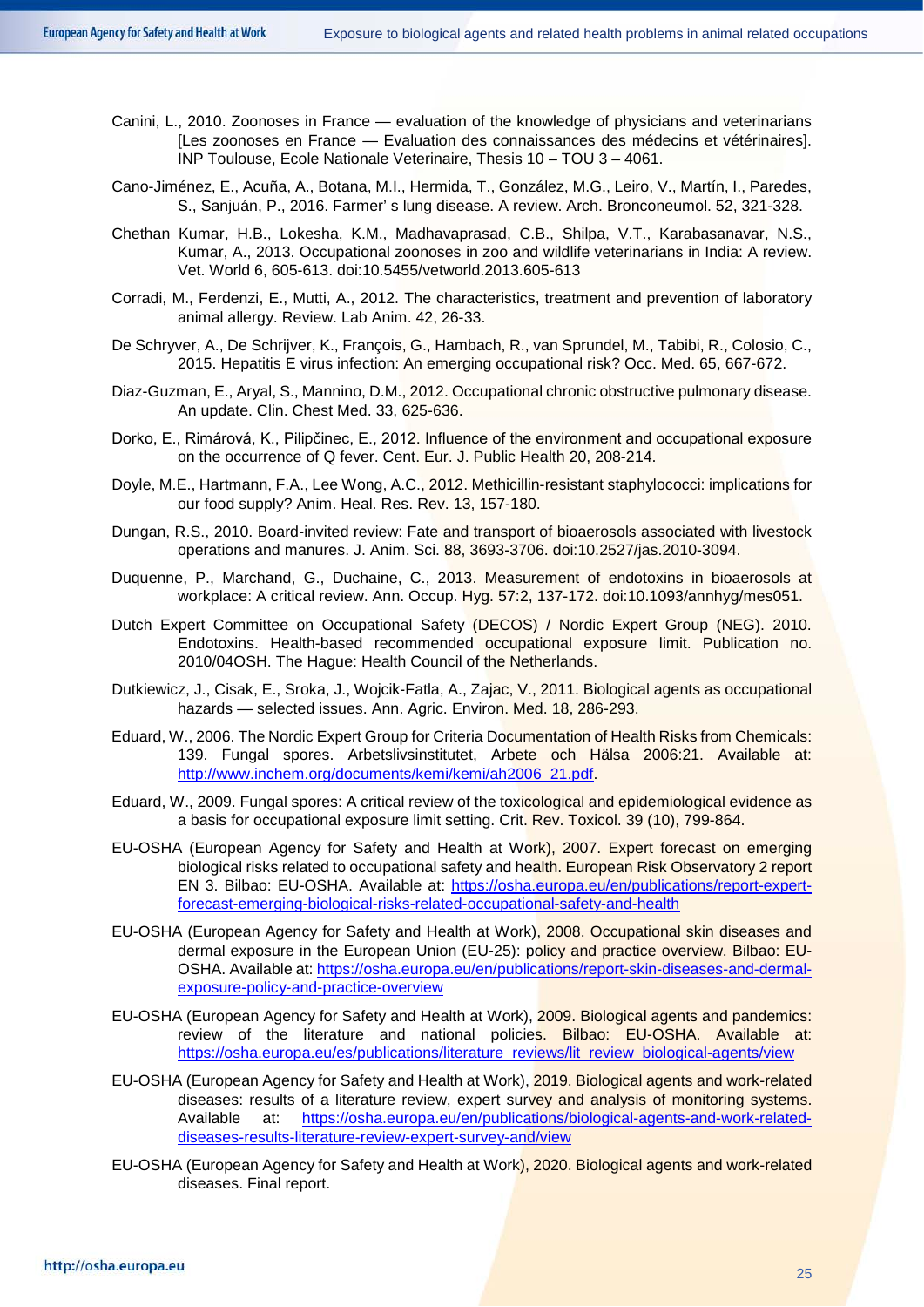Canini, L., 2010. Zoonoses in France — evaluation of the knowledge of physicians and veterinarians [Les zoonoses en France — Evaluation des connaissances des médecins et vétérinaires]. INP Toulouse, Ecole Nationale Veterinaire, Thesis 10 – TOU 3 – 4061.

Cano-Jiménez, E., Acuña, A., Botana, M.I., Hermida, T., González, M.G., Leiro, V., Martín, I., Paredes, S., Sanjuán, P., 2016. Farmer' s lung disease. A review. Arch. Bronconeumol. 52, 321-328.

Chethan Kumar, H.B., Lokesha, K.M., Madhavaprasad, C.B., Shilpa, V.T., Karabasanavar, N.S., Kumar, A., 2013. Occupational zoonoses in zoo and wildlife veterinarians in India: A review. Vet. World 6, 605-613. doi:10.5455/vetworld.2013.605-613

Corradi, M., Ferdenzi, E., Mutti, A., 2012. The characteristics, treatment and prevention of laboratory animal allergy. Review. Lab Anim. 42, 26-33.

De Schryver, A., De Schrijver, K., François, G., Hambach, R., van Sprundel, M., Tabibi, R., Colosio, C., 2015. Hepatitis E virus infection: An emerging occupational risk? Occ. Med. 65, 667-672.

Diaz-Guzman, E., Aryal, S., Mannino, D.M., 2012. Occupational chronic obstructive pulmonary disease. An update. Clin. Chest Med. 33, 625-636.

Dorko, E., Rimárová, K., Pilipčinec, E., 2012. Influence of the environment and occupational exposure on the occurrence of Q fever. Cent. Eur. J. Public Health 20, 208-214.

Doyle, M.E., Hartmann, F.A., Lee Wong, A.C., 2012. Methicillin-resistant staphylococci: implications for our food supply? Anim. Heal. Res. Rev. 13, 157-180.

Dungan, R.S., 2010. Board-invited review: Fate and transport of bioaerosols associated with livestock operations and manures. J. Anim. Sci. 88, 3693-3706. doi:10.2527/jas.2010-3094.

Duquenne, P., Marchand, G., Duchaine, C., 2013. Measurement of endotoxins in bioaerosols at workplace: A critical review. Ann. Occup. Hyg. 57:2, 137-172. doi:10.1093/annhyg/mes051.

Dutch Expert Committee on Occupational Safety (DECOS) / Nordic Expert Group (NEG). 2010. Endotoxins. Health-based recommended occupational exposure limit. Publication no. 2010/04OSH. The Hague: Health Council of the Netherlands.

Dutkiewicz, J., Cisak, E., Sroka, J., Wojcik-Fatla, A., Zajac, V., 2011. Biological agents as occupational hazards — selected issues. Ann. Agric. Environ. Med. 18, 286-293.

Eduard, W., 2006. The Nordic Expert Group for Criteria Documentation of Health Risks from Chemicals: 139. Fungal spores. Arbetslivsinstitutet, Arbete och Hälsa 2006:21. Available at: http://www.inchem.org/documents/kemi/kemi/ah2006_21.pdf.

Eduard, W., 2009. Fungal spores: A critical review of the toxicological and epidemiological evidence as a basis for occupational exposure limit setting. Crit. Rev. Toxicol. 39 (10), 799-864.

EU-OSHA (European Agency for Safety and Health at Work), 2007. Expert forecast on emerging biological risks related to occupational safety and health. European Risk Observatory 2 report EN 3. Bilbao: EU-OSHA. Available at: https://osha.europa.eu/en/publications/report-expert-forecast-emerging-biological-risks-related-occupational-safety-and-health

EU-OSHA (European Agency for Safety and Health at Work), 2008. Occupational skin diseases and dermal exposure in the European Union (EU-25): policy and practice overview. Bilbao: EU-OSHA. Available at: https://osha.europa.eu/en/publications/report-skin-diseases-and-dermal-exposure-policy-and-practice-overview

EU-OSHA (European Agency for Safety and Health at Work), 2009. Biological agents and pandemics: review of the literature and national policies. Bilbao: EU-OSHA. Available at: https://osha.europa.eu/es/publications/literature_reviews/lit_review_biological-agents/view

EU-OSHA (European Agency for Safety and Health at Work), 2019. Biological agents and work-related diseases: results of a literature review, expert survey and analysis of monitoring systems. Available at: https://osha.europa.eu/en/publications/biological-agents-and-work-related-diseases-results-literature-review-expert-survey-and/view

EU-OSHA (European Agency for Safety and Health at Work), 2020. Biological agents and work-related diseases. Final report.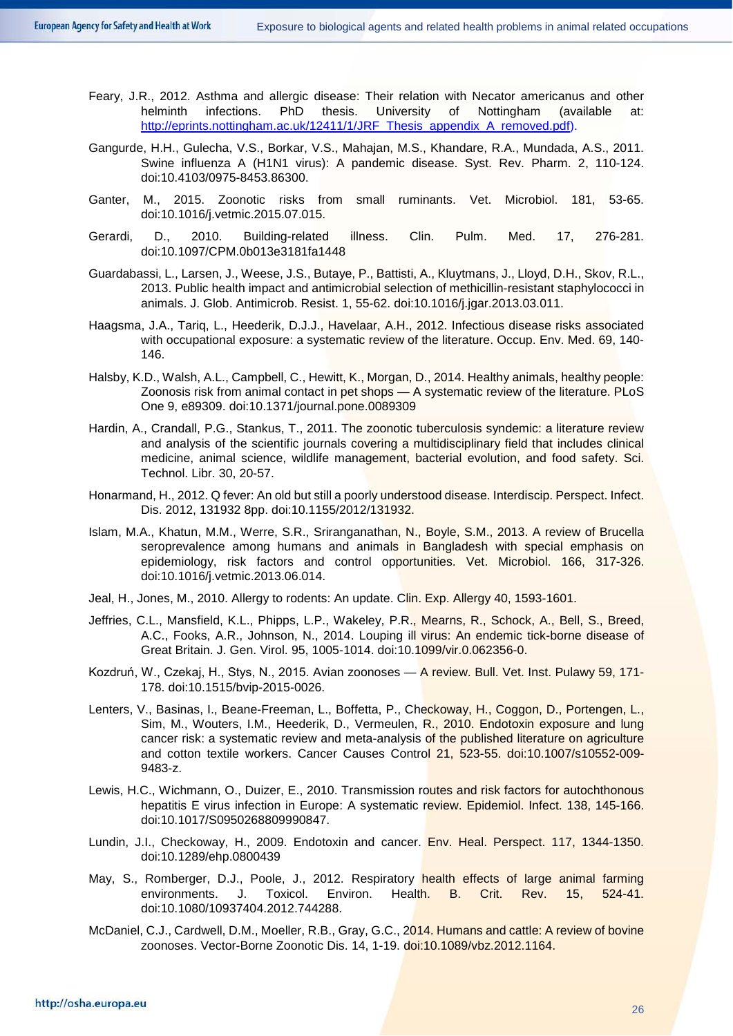Feary, J.R., 2012. Asthma and allergic disease: Their relation with Necator americanus and other helminth infections. PhD thesis. University of Nottingham (available at: http://eprints.nottingham.ac.uk/12411/1/JRF_Thesis_appendix_A_removed.pdf).

Gangurde, H.H., Gulecha, V.S., Borkar, V.S., Mahajan, M.S., Khandare, R.A., Mundada, A.S., 2011. Swine influenza A (H1N1 virus): A pandemic disease. Syst. Rev. Pharm. 2, 110-124. doi:10.4103/0975-8453.86300.

Ganter, M., 2015. Zoonotic risks from small ruminants. Vet. Microbiol. 181, 53-65. doi:10.1016/j.vetmic.2015.07.015.

Gerardi, D., 2010. Building-related illness. Clin. Pulm. Med. 17, 276-281. doi:10.1097/CPM.0b013e3181fa1448

Guardabassi, L., Larsen, J., Weese, J.S., Butaye, P., Battisti, A., Kluytmans, J., Lloyd, D.H., Skov, R.L., 2013. Public health impact and antimicrobial selection of methicillin-resistant staphylococci in animals. J. Glob. Antimicrob. Resist. 1, 55-62. doi:10.1016/j.jgar.2013.03.011.

Haagsma, J.A., Tariq, L., Heederik, D.J.J., Havelaar, A.H., 2012. Infectious disease risks associated with occupational exposure: a systematic review of the literature. Occup. Env. Med. 69, 140-146.

Halsby, K.D., Walsh, A.L., Campbell, C., Hewitt, K., Morgan, D., 2014. Healthy animals, healthy people: Zoonosis risk from animal contact in pet shops — A systematic review of the literature. PLoS One 9, e89309. doi:10.1371/journal.pone.0089309

Hardin, A., Crandall, P.G., Stankus, T., 2011. The zoonotic tuberculosis syndemic: a literature review and analysis of the scientific journals covering a multidisciplinary field that includes clinical medicine, animal science, wildlife management, bacterial evolution, and food safety. Sci. Technol. Libr. 30, 20-57.

Honarmand, H., 2012. Q fever: An old but still a poorly understood disease. Interdiscip. Perspect. Infect. Dis. 2012, 131932 8pp. doi:10.1155/2012/131932.

Islam, M.A., Khatun, M.M., Werre, S.R., Sriranganathan, N., Boyle, S.M., 2013. A review of Brucella seroprevalence among humans and animals in Bangladesh with special emphasis on epidemiology, risk factors and control opportunities. Vet. Microbiol. 166, 317-326. doi:10.1016/j.vetmic.2013.06.014.

Jeal, H., Jones, M., 2010. Allergy to rodents: An update. Clin. Exp. Allergy 40, 1593-1601.

Jeffries, C.L., Mansfield, K.L., Phipps, L.P., Wakeley, P.R., Mearns, R., Schock, A., Bell, S., Breed, A.C., Fooks, A.R., Johnson, N., 2014. Louping ill virus: An endemic tick-borne disease of Great Britain. J. Gen. Virol. 95, 1005-1014. doi:10.1099/vir.0.062356-0.

Kozdruń, W., Czekaj, H., Stys, N., 2015. Avian zoonoses — A review. Bull. Vet. Inst. Pulawy 59, 171-178. doi:10.1515/bvip-2015-0026.

Lenters, V., Basinas, I., Beane-Freeman, L., Boffetta, P., Checkoway, H., Coggon, D., Portengen, L., Sim, M., Wouters, I.M., Heederik, D., Vermeulen, R., 2010. Endotoxin exposure and lung cancer risk: a systematic review and meta-analysis of the published literature on agriculture and cotton textile workers. Cancer Causes Control 21, 523-55. doi:10.1007/s10552-009-9483-z.

Lewis, H.C., Wichmann, O., Duizer, E., 2010. Transmission routes and risk factors for autochthonous hepatitis E virus infection in Europe: A systematic review. Epidemiol. Infect. 138, 145-166. doi:10.1017/S0950268809990847.

Lundin, J.I., Checkoway, H., 2009. Endotoxin and cancer. Env. Heal. Perspect. 117, 1344-1350. doi:10.1289/ehp.0800439

May, S., Romberger, D.J., Poole, J., 2012. Respiratory health effects of large animal farming environments. J. Toxicol. Environ. Health. B. Crit. Rev. 15, 524-41. doi:10.1080/10937404.2012.744288.

McDaniel, C.J., Cardwell, D.M., Moeller, R.B., Gray, G.C., 2014. Humans and cattle: A review of bovine zoonoses. Vector-Borne Zoonotic Dis. 14, 1-19. doi:10.1089/vbz.2012.1164.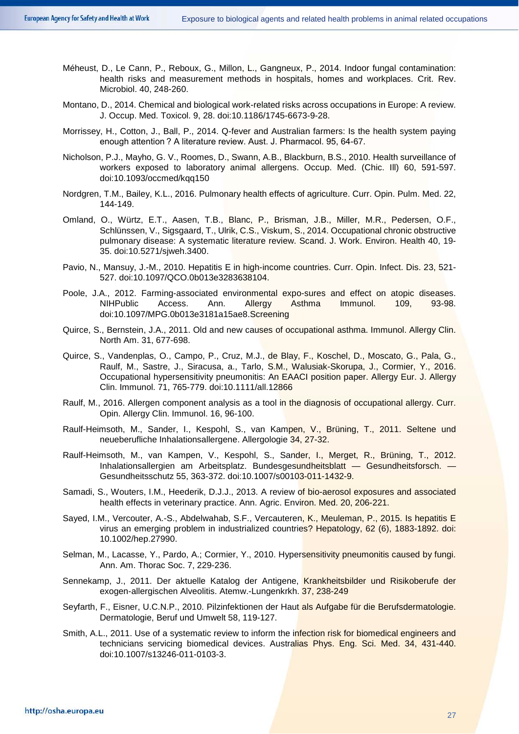Méheust, D., Le Cann, P., Reboux, G., Millon, L., Gangneux, P., 2014. Indoor fungal contamination: health risks and measurement methods in hospitals, homes and workplaces. Crit. Rev. Microbiol. 40, 248-260.

Montano, D., 2014. Chemical and biological work-related risks across occupations in Europe: A review. J. Occup. Med. Toxicol. 9, 28. doi:10.1186/1745-6673-9-28.

Morrissey, H., Cotton, J., Ball, P., 2014. Q-fever and Australian farmers: Is the health system paying enough attention ? A literature review. Aust. J. Pharmacol. 95, 64-67.

Nicholson, P.J., Mayho, G. V., Roomes, D., Swann, A.B., Blackburn, B.S., 2010. Health surveillance of workers exposed to laboratory animal allergens. Occup. Med. (Chic. Ill) 60, 591-597. doi:10.1093/occmed/kqq150

Nordgren, T.M., Bailey, K.L., 2016. Pulmonary health effects of agriculture. Curr. Opin. Pulm. Med. 22, 144-149.

Omland, O., Würtz, E.T., Aasen, T.B., Blanc, P., Brisman, J.B., Miller, M.R., Pedersen, O.F., Schlünssen, V., Sigsgaard, T., Ulrik, C.S., Viskum, S., 2014. Occupational chronic obstructive pulmonary disease: A systematic literature review. Scand. J. Work. Environ. Health 40, 19-35. doi:10.5271/sjweh.3400.

Pavio, N., Mansuy, J.-M., 2010. Hepatitis E in high-income countries. Curr. Opin. Infect. Dis. 23, 521-527. doi:10.1097/QCO.0b013e3283638104.

Poole, J.A., 2012. Farming-associated environmental expo-sures and effect on atopic diseases. NIHPublic Access. Ann. Allergy Asthma Immunol. 109, 93-98. doi:10.1097/MPG.0b013e3181a15ae8.Screening

Quirce, S., Bernstein, J.A., 2011. Old and new causes of occupational asthma. Immunol. Allergy Clin. North Am. 31, 677-698.

Quirce, S., Vandenplas, O., Campo, P., Cruz, M.J., de Blay, F., Koschel, D., Moscato, G., Pala, G., Raulf, M., Sastre, J., Siracusa, a., Tarlo, S.M., Walusiak-Skorupa, J., Cormier, Y., 2016. Occupational hypersensitivity pneumonitis: An EAACI position paper. Allergy Eur. J. Allergy Clin. Immunol. 71, 765-779. doi:10.1111/all.12866

Raulf, M., 2016. Allergen component analysis as a tool in the diagnosis of occupational allergy. Curr. Opin. Allergy Clin. Immunol. 16, 96-100.

Raulf-Heimsoth, M., Sander, I., Kespohl, S., van Kampen, V., Brüning, T., 2011. Seltene und neueberufliche Inhalationsallergene. Allergologie 34, 27-32.

Raulf-Heimsoth, M., van Kampen, V., Kespohl, S., Sander, I., Merget, R., Brüning, T., 2012. Inhalationsallergien am Arbeitsplatz. Bundesgesundheitsblatt — Gesundheitsforsch. — Gesundheitsschutz 55, 363-372. doi:10.1007/s00103-011-1432-9.

Samadi, S., Wouters, I.M., Heederik, D.J.J., 2013. A review of bio-aerosol exposures and associated health effects in veterinary practice. Ann. Agric. Environ. Med. 20, 206-221.

Sayed, I.M., Vercouter, A.-S., Abdelwahab, S.F., Vercauteren, K., Meuleman, P., 2015. Is hepatitis E virus an emerging problem in industrialized countries? Hepatology, 62 (6), 1883-1892. doi: 10.1002/hep.27990.

Selman, M., Lacasse, Y., Pardo, A.; Cormier, Y., 2010. Hypersensitivity pneumonitis caused by fungi. Ann. Am. Thorac Soc. 7, 229-236.

Sennekamp, J., 2011. Der aktuelle Katalog der Antigene, Krankheitsbilder und Risikoberufe der exogen-allergischen Alveolitis. Atemw.-Lungenkrkh. 37, 238-249

Seyfarth, F., Eisner, U.C.N.P., 2010. Pilzinfektionen der Haut als Aufgabe für die Berufsdermatologie. Dermatologie, Beruf und Umwelt 58, 119-127.

Smith, A.L., 2011. Use of a systematic review to inform the infection risk for biomedical engineers and technicians servicing biomedical devices. Australias Phys. Eng. Sci. Med. 34, 431-440. doi:10.1007/s13246-011-0103-3.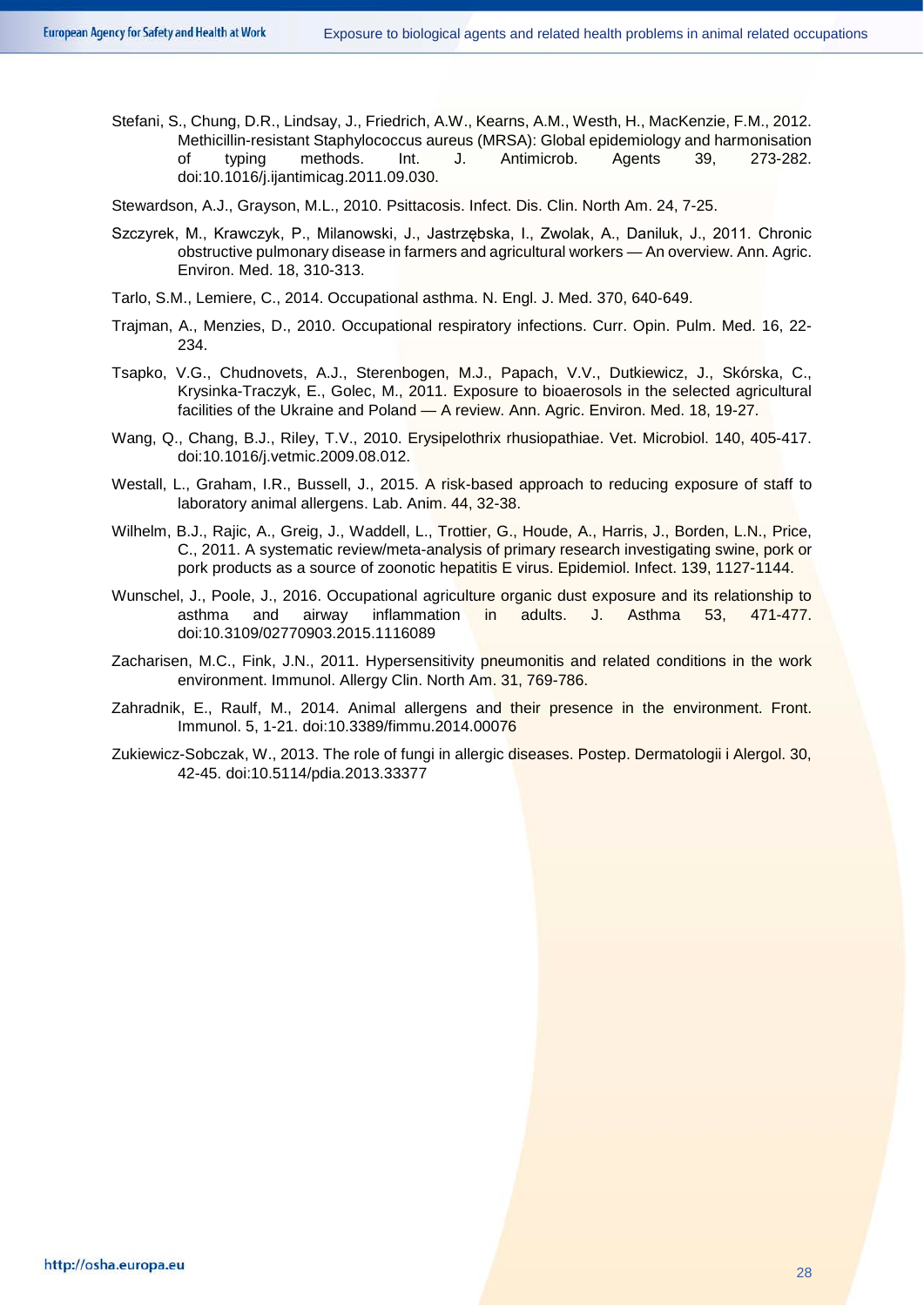Stefani, S., Chung, D.R., Lindsay, J., Friedrich, A.W., Kearns, A.M., Westh, H., MacKenzie, F.M., 2012. Methicillin-resistant Staphylococcus aureus (MRSA): Global epidemiology and harmonisation of typing methods. Int. J. Antimicrob. Agents 39, 273-282. doi:10.1016/j.ijantimicag.2011.09.030.

Stewardson, A.J., Grayson, M.L., 2010. Psittacosis. Infect. Dis. Clin. North Am. 24, 7-25.

Szczyrek, M., Krawczyk, P., Milanowski, J., Jastrzębska, I., Zwolak, A., Daniluk, J., 2011. Chronic obstructive pulmonary disease in farmers and agricultural workers — An overview. Ann. Agric. Environ. Med. 18, 310-313.

Tarlo, S.M., Lemiere, C., 2014. Occupational asthma. N. Engl. J. Med. 370, 640-649.

Trajman, A., Menzies, D., 2010. Occupational respiratory infections. Curr. Opin. Pulm. Med. 16, 22-234.

Tsapko, V.G., Chudnovets, A.J., Sterenbogen, M.J., Papach, V.V., Dutkiewicz, J., Skórska, C., Krysinka-Traczyk, E., Golec, M., 2011. Exposure to bioaerosols in the selected agricultural facilities of the Ukraine and Poland — A review. Ann. Agric. Environ. Med. 18, 19-27.

Wang, Q., Chang, B.J., Riley, T.V., 2010. Erysipelothrix rhusiopathiae. Vet. Microbiol. 140, 405-417. doi:10.1016/j.vetmic.2009.08.012.

Westall, L., Graham, I.R., Bussell, J., 2015. A risk-based approach to reducing exposure of staff to laboratory animal allergens. Lab. Anim. 44, 32-38.

Wilhelm, B.J., Rajic, A., Greig, J., Waddell, L., Trottier, G., Houde, A., Harris, J., Borden, L.N., Price, C., 2011. A systematic review/meta-analysis of primary research investigating swine, pork or pork products as a source of zoonotic hepatitis E virus. Epidemiol. Infect. 139, 1127-1144.

Wunschel, J., Poole, J., 2016. Occupational agriculture organic dust exposure and its relationship to asthma and airway inflammation in adults. J. Asthma 53, 471-477. doi:10.3109/02770903.2015.1116089

Zacharisen, M.C., Fink, J.N., 2011. Hypersensitivity pneumonitis and related conditions in the work environment. Immunol. Allergy Clin. North Am. 31, 769-786.

Zahradnik, E., Raulf, M., 2014. Animal allergens and their presence in the environment. Front. Immunol. 5, 1-21. doi:10.3389/fimmu.2014.00076

Zukiewicz-Sobczak, W., 2013. The role of fungi in allergic diseases. Postep. Dermatologii i Alergol. 30, 42-45. doi:10.5114/pdia.2013.33377